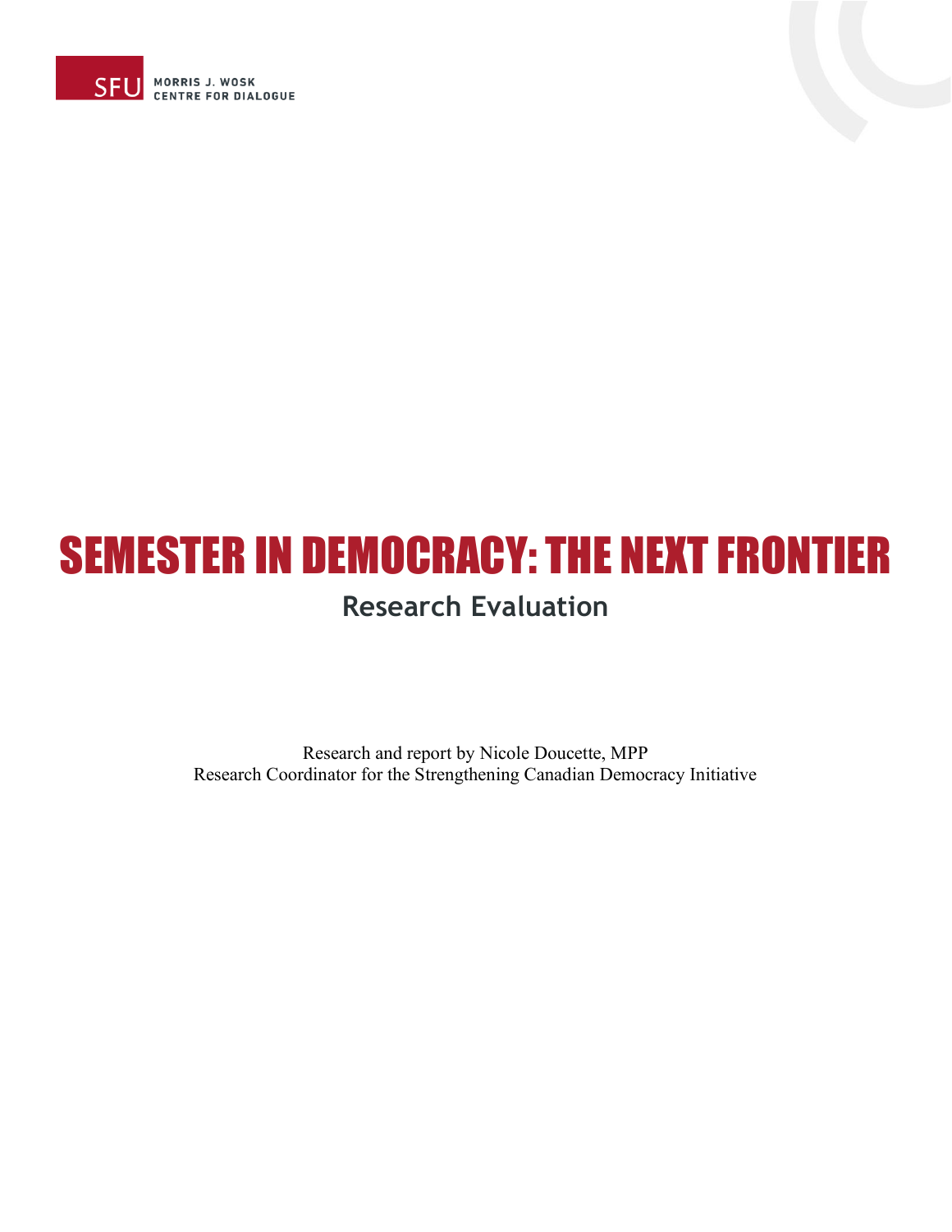SFU MORRIS J. WOSK CENTRE FOR DIALOGUE

# SEMESTER IN DEMOCRACY: THE NEXT FRONTIER

## Research Evaluation

Research and report by Nicole Doucette, MPP
Research Coordinator for the Strengthening Canadian Democracy Initiative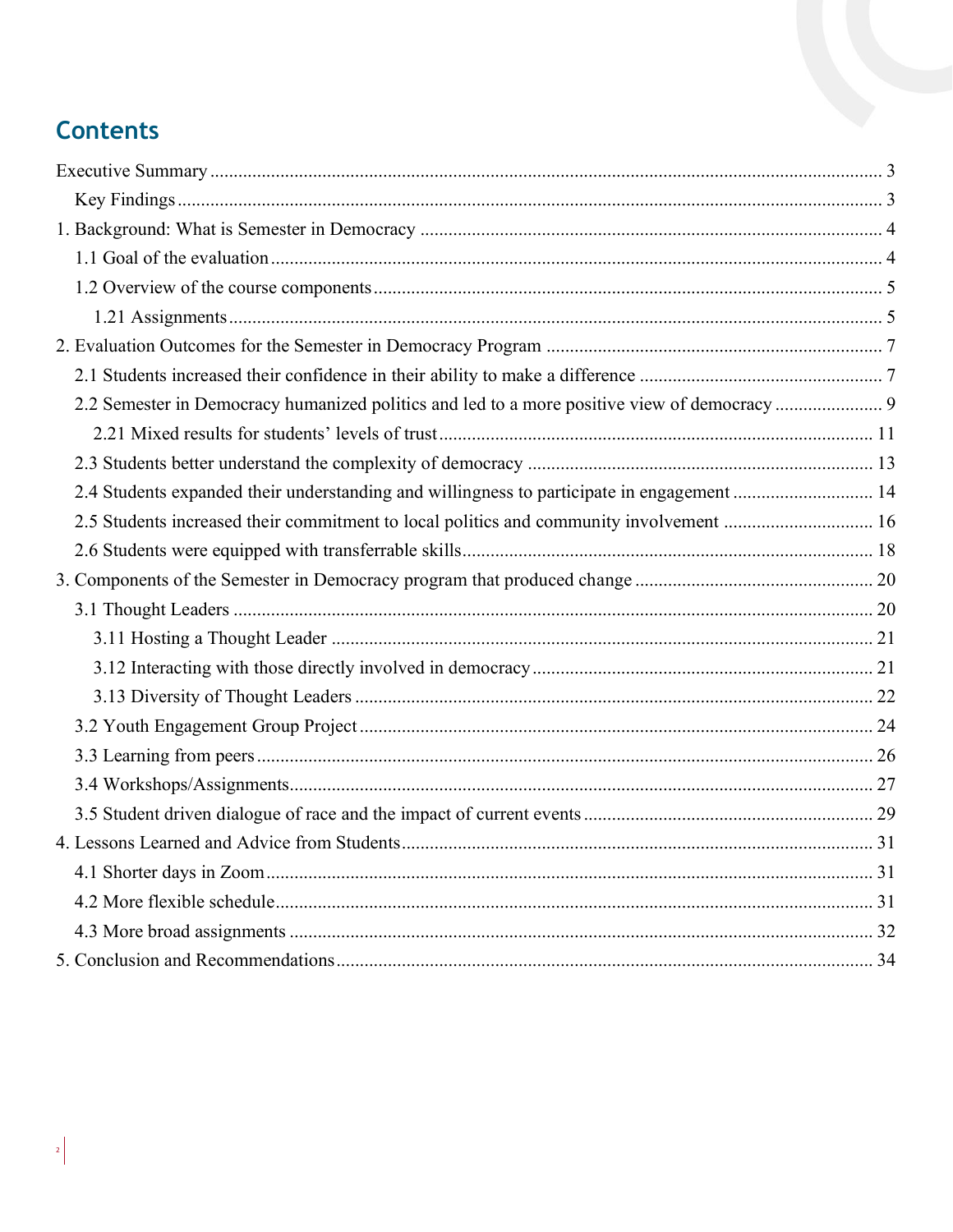# Contents

Executive Summary ........................................................................................................................ 3

Key Findings ............................................................................................................................ 3

1. Background: What is Semester in Democracy ........................................................................ 4

1.1 Goal of the evaluation ........................................................................................................ 4

1.2 Overview of the course components .................................................................................. 5

1.21 Assignments ................................................................................................................. 5

2. Evaluation Outcomes for the Semester in Democracy Program .............................................. 7

2.1 Students increased their confidence in their ability to make a difference .......................... 7

2.2 Semester in Democracy humanized politics and led to a more positive view of democracy ....................... 9

2.21 Mixed results for students' levels of trust ..................................................................... 11

2.3 Students better understand the complexity of democracy ................................................. 13

2.4 Students expanded their understanding and willingness to participate in engagement ..... 14

2.5 Students increased their commitment to local politics and community involvement ....... 16

2.6 Students were equipped with transferrable skills ............................................................... 18

3. Components of the Semester in Democracy program that produced change .......................... 20

3.1 Thought Leaders ................................................................................................................ 20

3.11 Hosting a Thought Leader ............................................................................................ 21

3.12 Interacting with those directly involved in democracy ................................................. 21

3.13 Diversity of Thought Leaders ....................................................................................... 22

3.2 Youth Engagement Group Project ..................................................................................... 24

3.3 Learning from peers ........................................................................................................... 26

3.4 Workshops/Assignments .................................................................................................... 27

3.5 Student driven dialogue of race and the impact of current events ..................................... 29

4. Lessons Learned and Advice from Students ............................................................................ 31

4.1 Shorter days in Zoom ......................................................................................................... 31

4.2 More flexible schedule ....................................................................................................... 31

4.3 More broad assignments .................................................................................................... 32

5. Conclusion and Recommendations .......................................................................................... 34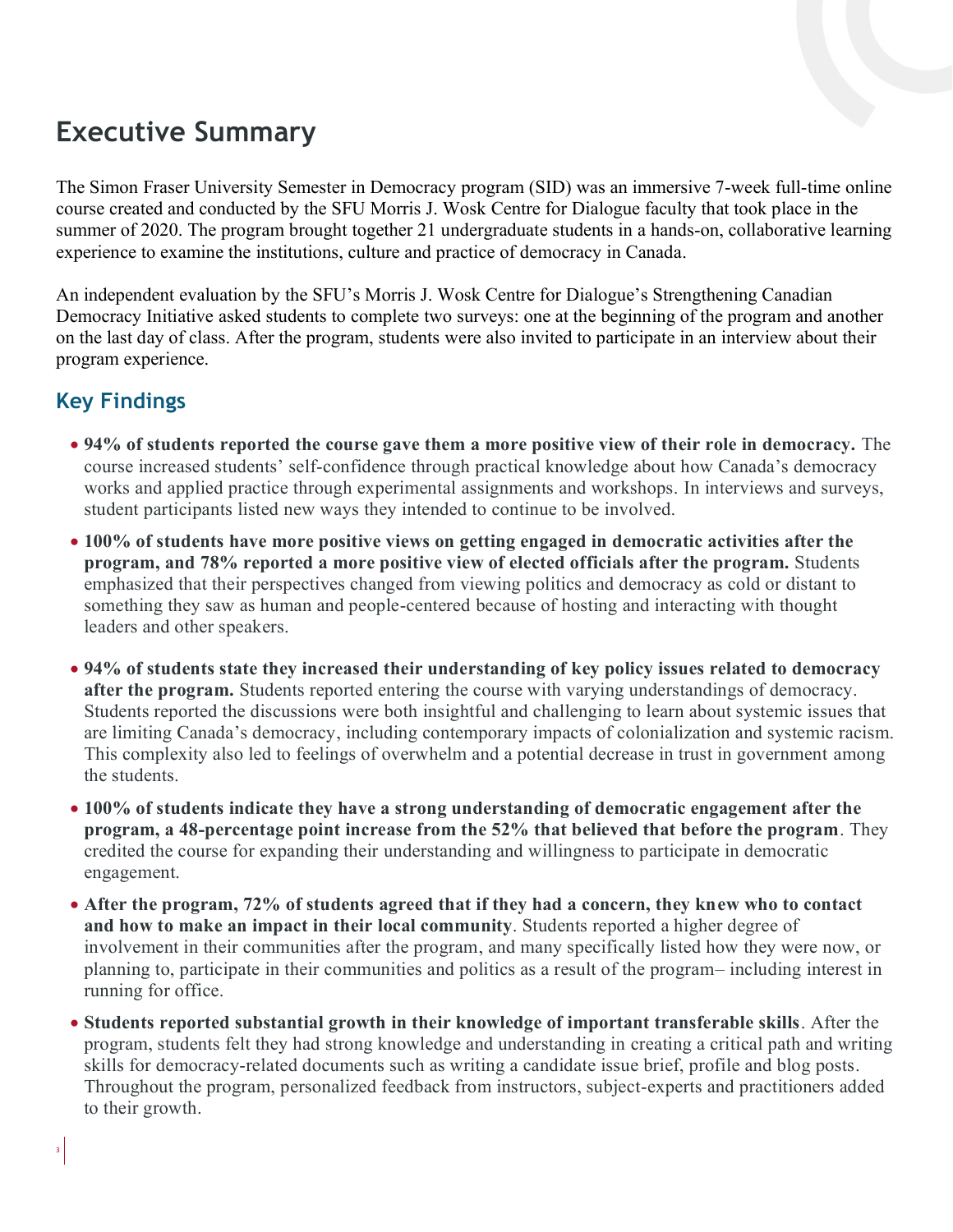# Executive Summary

The Simon Fraser University Semester in Democracy program (SID) was an immersive 7-week full-time online course created and conducted by the SFU Morris J. Wosk Centre for Dialogue faculty that took place in the summer of 2020. The program brought together 21 undergraduate students in a hands-on, collaborative learning experience to examine the institutions, culture and practice of democracy in Canada.

An independent evaluation by the SFU's Morris J. Wosk Centre for Dialogue's Strengthening Canadian Democracy Initiative asked students to complete two surveys: one at the beginning of the program and another on the last day of class. After the program, students were also invited to participate in an interview about their program experience.

## Key Findings

- **94% of students reported the course gave them a more positive view of their role in democracy.** The course increased students' self-confidence through practical knowledge about how Canada's democracy works and applied practice through experimental assignments and workshops. In interviews and surveys, student participants listed new ways they intended to continue to be involved.
- **100% of students have more positive views on getting engaged in democratic activities after the program, and 78% reported a more positive view of elected officials after the program.** Students emphasized that their perspectives changed from viewing politics and democracy as cold or distant to something they saw as human and people-centered because of hosting and interacting with thought leaders and other speakers.
- **94% of students state they increased their understanding of key policy issues related to democracy after the program.** Students reported entering the course with varying understandings of democracy. Students reported the discussions were both insightful and challenging to learn about systemic issues that are limiting Canada's democracy, including contemporary impacts of colonialization and systemic racism. This complexity also led to feelings of overwhelm and a potential decrease in trust in government among the students.
- **100% of students indicate they have a strong understanding of democratic engagement after the program, a 48-percentage point increase from the 52% that believed that before the program**. They credited the course for expanding their understanding and willingness to participate in democratic engagement.
- **After the program, 72% of students agreed that if they had a concern, they knew who to contact and how to make an impact in their local community**. Students reported a higher degree of involvement in their communities after the program, and many specifically listed how they were now, or planning to, participate in their communities and politics as a result of the program– including interest in running for office.
- **Students reported substantial growth in their knowledge of important transferable skills**. After the program, students felt they had strong knowledge and understanding in creating a critical path and writing skills for democracy-related documents such as writing a candidate issue brief, profile and blog posts. Throughout the program, personalized feedback from instructors, subject-experts and practitioners added to their growth.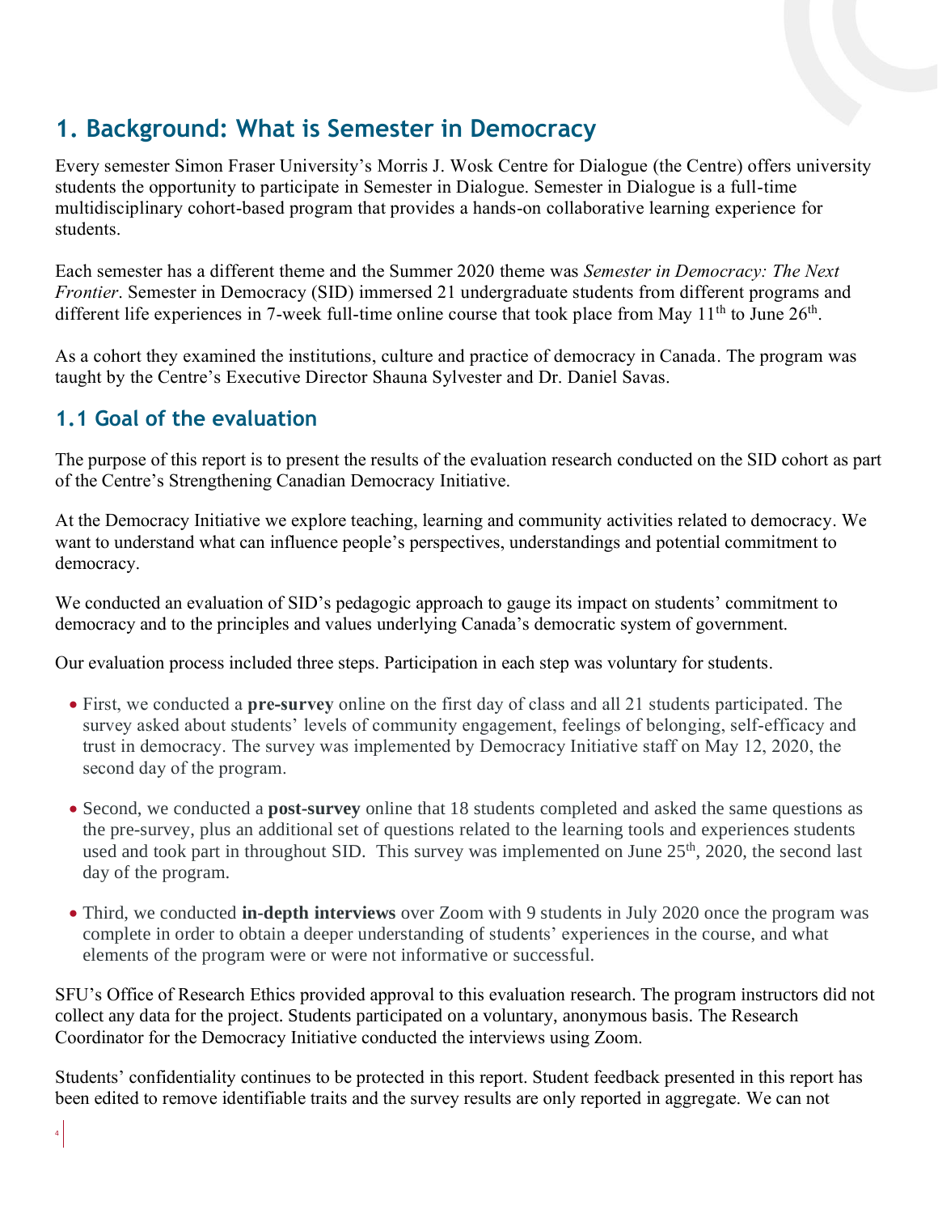# 1. Background: What is Semester in Democracy

Every semester Simon Fraser University's Morris J. Wosk Centre for Dialogue (the Centre) offers university students the opportunity to participate in Semester in Dialogue. Semester in Dialogue is a full-time multidisciplinary cohort-based program that provides a hands-on collaborative learning experience for students.

Each semester has a different theme and the Summer 2020 theme was *Semester in Democracy: The Next Frontier*. Semester in Democracy (SID) immersed 21 undergraduate students from different programs and different life experiences in 7-week full-time online course that took place from May 11th to June 26th.

As a cohort they examined the institutions, culture and practice of democracy in Canada. The program was taught by the Centre's Executive Director Shauna Sylvester and Dr. Daniel Savas.

## 1.1 Goal of the evaluation

The purpose of this report is to present the results of the evaluation research conducted on the SID cohort as part of the Centre's Strengthening Canadian Democracy Initiative.

At the Democracy Initiative we explore teaching, learning and community activities related to democracy. We want to understand what can influence people's perspectives, understandings and potential commitment to democracy.

We conducted an evaluation of SID's pedagogic approach to gauge its impact on students' commitment to democracy and to the principles and values underlying Canada's democratic system of government.

Our evaluation process included three steps. Participation in each step was voluntary for students.

- First, we conducted a **pre-survey** online on the first day of class and all 21 students participated. The survey asked about students' levels of community engagement, feelings of belonging, self-efficacy and trust in democracy. The survey was implemented by Democracy Initiative staff on May 12, 2020, the second day of the program.
- Second, we conducted a **post-survey** online that 18 students completed and asked the same questions as the pre-survey, plus an additional set of questions related to the learning tools and experiences students used and took part in throughout SID. This survey was implemented on June 25th, 2020, the second last day of the program.
- Third, we conducted **in-depth interviews** over Zoom with 9 students in July 2020 once the program was complete in order to obtain a deeper understanding of students' experiences in the course, and what elements of the program were or were not informative or successful.

SFU's Office of Research Ethics provided approval to this evaluation research. The program instructors did not collect any data for the project. Students participated on a voluntary, anonymous basis. The Research Coordinator for the Democracy Initiative conducted the interviews using Zoom.

Students' confidentiality continues to be protected in this report. Student feedback presented in this report has been edited to remove identifiable traits and the survey results are only reported in aggregate. We can not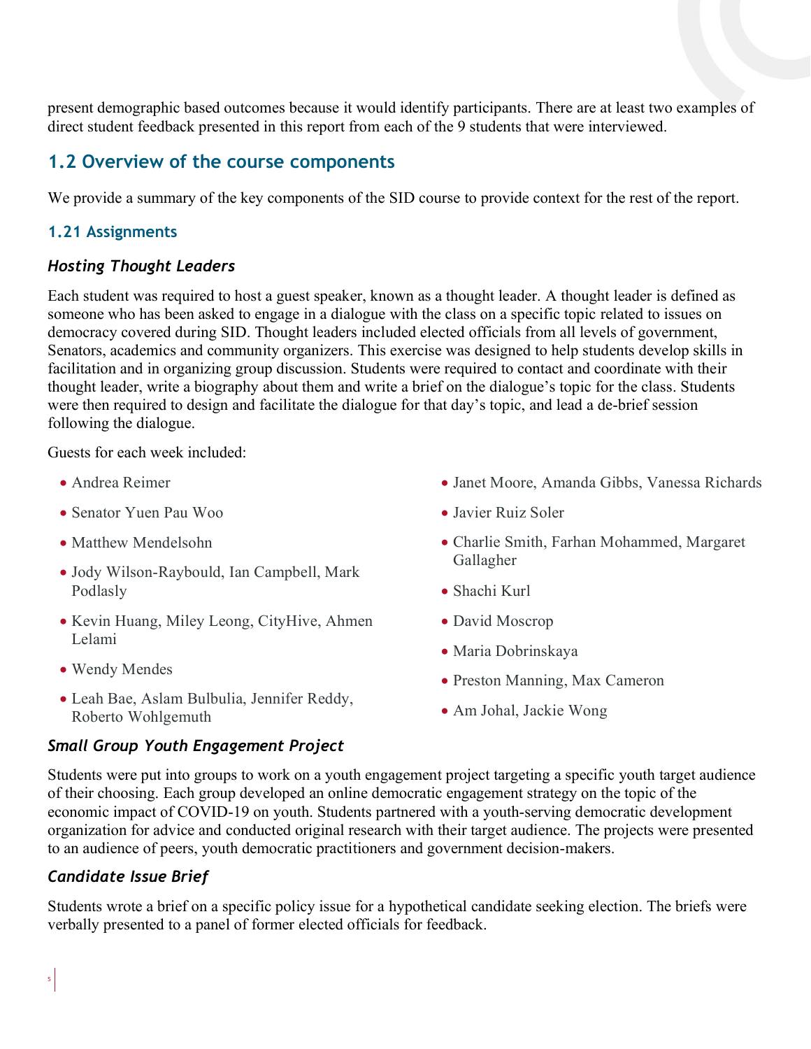present demographic based outcomes because it would identify participants. There are at least two examples of direct student feedback presented in this report from each of the 9 students that were interviewed.

## 1.2 Overview of the course components

We provide a summary of the key components of the SID course to provide context for the rest of the report.

### 1.21 Assignments

#### *Hosting Thought Leaders*

Each student was required to host a guest speaker, known as a thought leader. A thought leader is defined as someone who has been asked to engage in a dialogue with the class on a specific topic related to issues on democracy covered during SID. Thought leaders included elected officials from all levels of government, Senators, academics and community organizers. This exercise was designed to help students develop skills in facilitation and in organizing group discussion. Students were required to contact and coordinate with their thought leader, write a biography about them and write a brief on the dialogue's topic for the class. Students were then required to design and facilitate the dialogue for that day's topic, and lead a de-brief session following the dialogue.

Guests for each week included:

- Andrea Reimer
- Senator Yuen Pau Woo
- Matthew Mendelsohn
- Jody Wilson-Raybould, Ian Campbell, Mark Podlasly
- Kevin Huang, Miley Leong, CityHive, Ahmen Lelami
- Wendy Mendes
- Leah Bae, Aslam Bulbulia, Jennifer Reddy, Roberto Wohlgemuth
- Janet Moore, Amanda Gibbs, Vanessa Richards
- Javier Ruiz Soler
- Charlie Smith, Farhan Mohammed, Margaret Gallagher
- Shachi Kurl
- David Moscrop
- Maria Dobrinskaya
- Preston Manning, Max Cameron
- Am Johal, Jackie Wong

#### *Small Group Youth Engagement Project*

Students were put into groups to work on a youth engagement project targeting a specific youth target audience of their choosing. Each group developed an online democratic engagement strategy on the topic of the economic impact of COVID-19 on youth. Students partnered with a youth-serving democratic development organization for advice and conducted original research with their target audience. The projects were presented to an audience of peers, youth democratic practitioners and government decision-makers.

#### *Candidate Issue Brief*

Students wrote a brief on a specific policy issue for a hypothetical candidate seeking election. The briefs were verbally presented to a panel of former elected officials for feedback.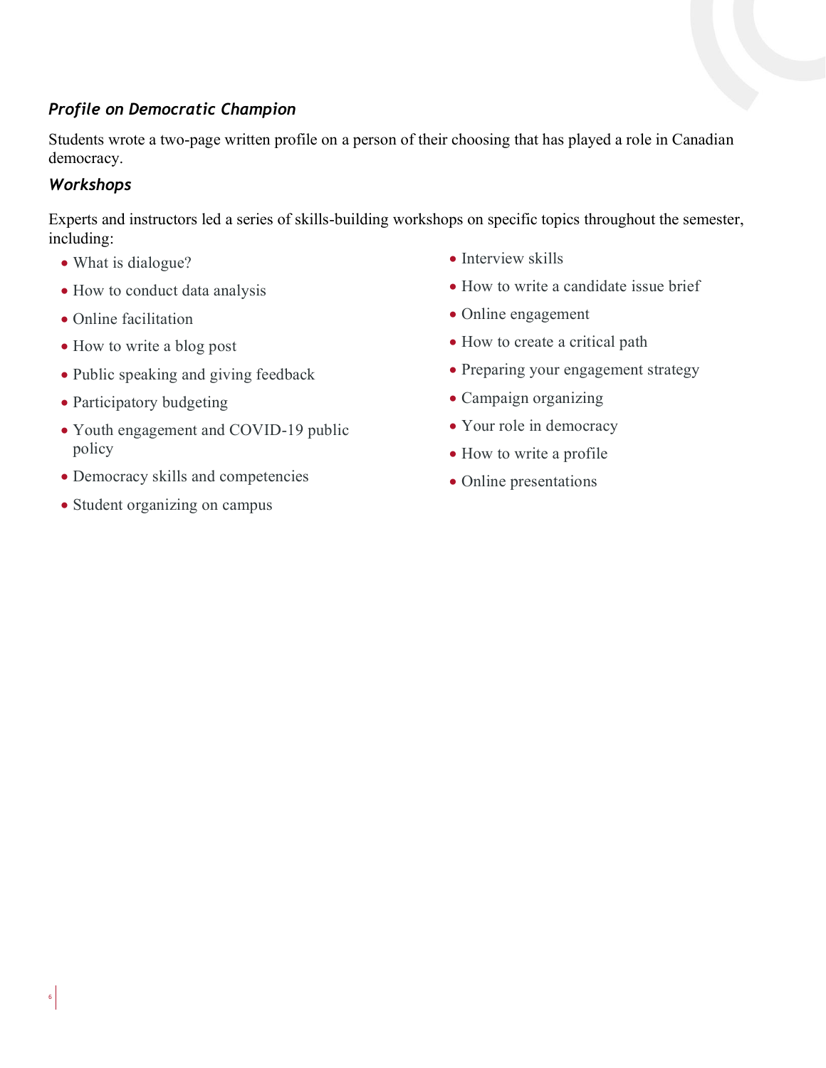### *Profile on Democratic Champion*

Students wrote a two-page written profile on a person of their choosing that has played a role in Canadian democracy.

### *Workshops*

Experts and instructors led a series of skills-building workshops on specific topics throughout the semester, including:

- What is dialogue?
- How to conduct data analysis
- Online facilitation
- How to write a blog post
- Public speaking and giving feedback
- Participatory budgeting
- Youth engagement and COVID-19 public policy
- Democracy skills and competencies
- Student organizing on campus
- Interview skills
- How to write a candidate issue brief
- Online engagement
- How to create a critical path
- Preparing your engagement strategy
- Campaign organizing
- Your role in democracy
- How to write a profile
- Online presentations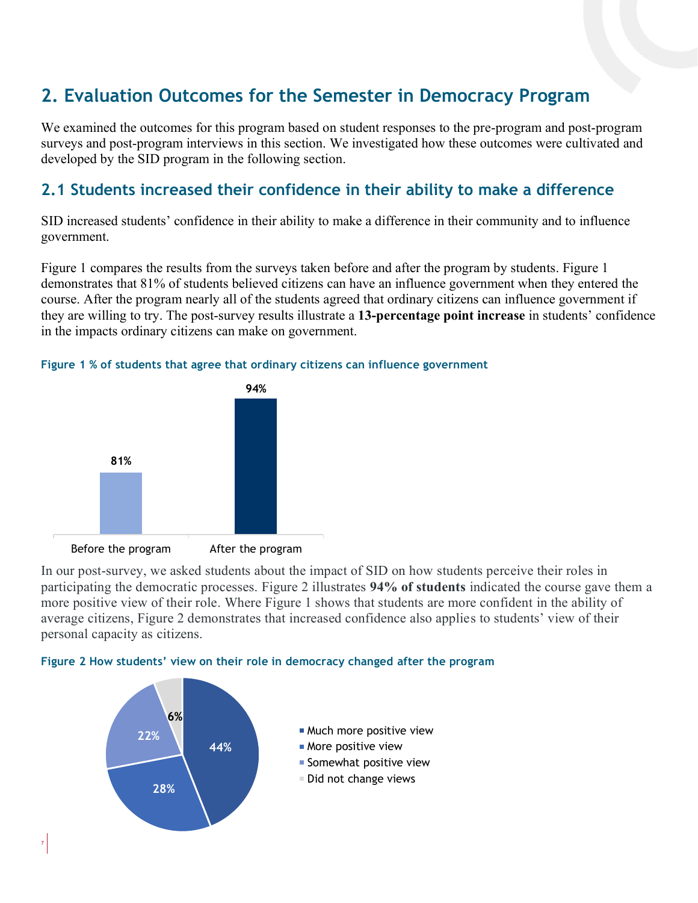## 2. Evaluation Outcomes for the Semester in Democracy Program

We examined the outcomes for this program based on student responses to the pre-program and post-program surveys and post-program interviews in this section. We investigated how these outcomes were cultivated and developed by the SID program in the following section.

### 2.1 Students increased their confidence in their ability to make a difference

SID increased students' confidence in their ability to make a difference in their community and to influence government.

Figure 1 compares the results from the surveys taken before and after the program by students. Figure 1 demonstrates that 81% of students believed citizens can have an influence government when they entered the course. After the program nearly all of the students agreed that ordinary citizens can influence government if they are willing to try. The post-survey results illustrate a **13-percentage point increase** in students' confidence in the impacts ordinary citizens can make on government.

**Figure 1 % of students that agree that ordinary citizens can influence government**

| | Before the program | After the program |
|---|---|---|
| % agree | 81% | 94% |

In our post-survey, we asked students about the impact of SID on how students perceive their roles in participating the democratic processes. Figure 2 illustrates **94% of students** indicated the course gave them a more positive view of their role. Where Figure 1 shows that students are more confident in the ability of average citizens, Figure 2 demonstrates that increased confidence also applies to students' view of their personal capacity as citizens.

**Figure 2 How students' view on their role in democracy changed after the program**

| Response | % |
|---|---|
| Much more positive view | 44% |
| More positive view | 28% |
| Somewhat positive view | 22% |
| Did not change views | 6% |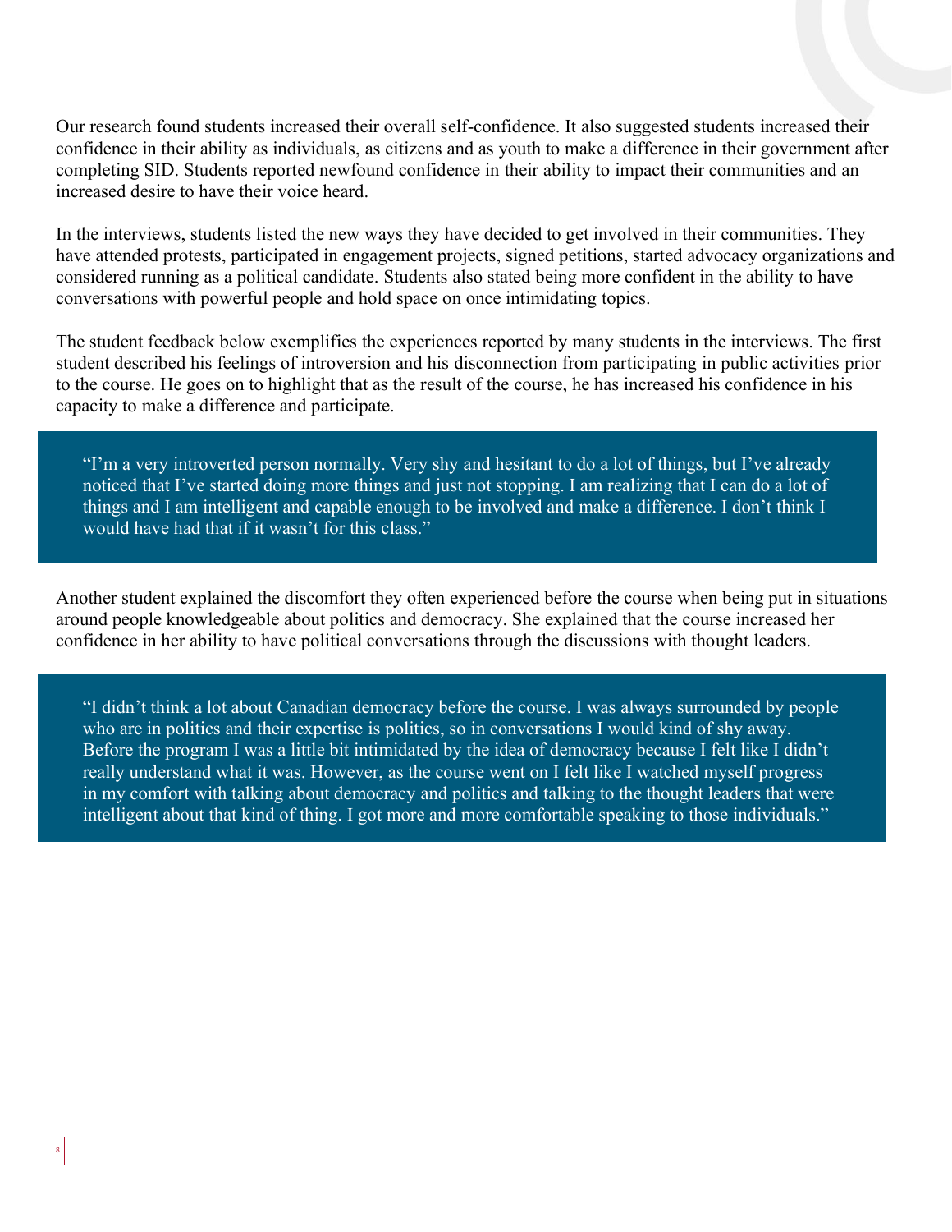Our research found students increased their overall self-confidence. It also suggested students increased their confidence in their ability as individuals, as citizens and as youth to make a difference in their government after completing SID. Students reported newfound confidence in their ability to impact their communities and an increased desire to have their voice heard.

In the interviews, students listed the new ways they have decided to get involved in their communities. They have attended protests, participated in engagement projects, signed petitions, started advocacy organizations and considered running as a political candidate. Students also stated being more confident in the ability to have conversations with powerful people and hold space on once intimidating topics.

The student feedback below exemplifies the experiences reported by many students in the interviews. The first student described his feelings of introversion and his disconnection from participating in public activities prior to the course. He goes on to highlight that as the result of the course, he has increased his confidence in his capacity to make a difference and participate.

> "I'm a very introverted person normally. Very shy and hesitant to do a lot of things, but I've already noticed that I've started doing more things and just not stopping. I am realizing that I can do a lot of things and I am intelligent and capable enough to be involved and make a difference. I don't think I would have had that if it wasn't for this class."

Another student explained the discomfort they often experienced before the course when being put in situations around people knowledgeable about politics and democracy. She explained that the course increased her confidence in her ability to have political conversations through the discussions with thought leaders.

> "I didn't think a lot about Canadian democracy before the course. I was always surrounded by people who are in politics and their expertise is politics, so in conversations I would kind of shy away. Before the program I was a little bit intimidated by the idea of democracy because I felt like I didn't really understand what it was. However, as the course went on I felt like I watched myself progress in my comfort with talking about democracy and politics and talking to the thought leaders that were intelligent about that kind of thing. I got more and more comfortable speaking to those individuals."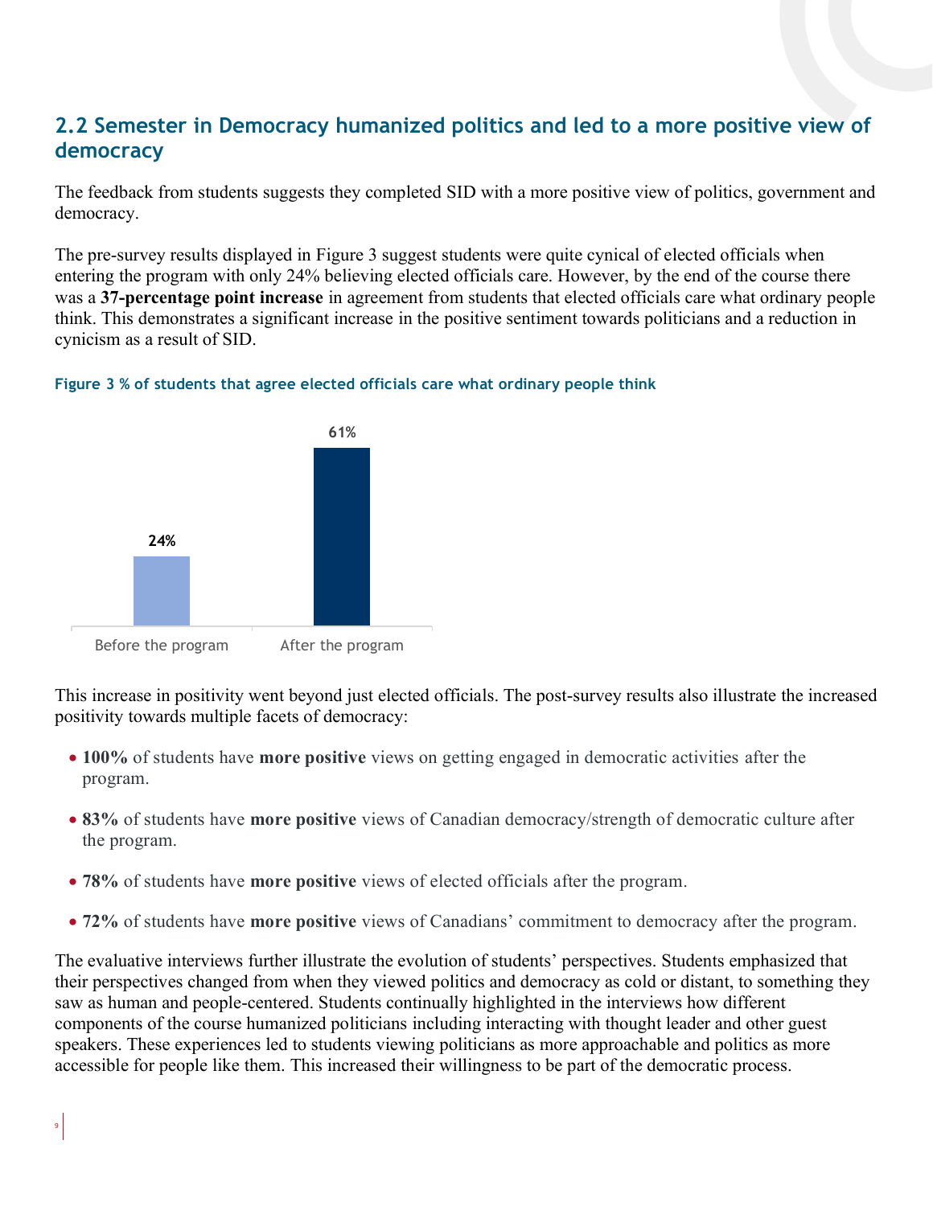## 2.2 Semester in Democracy humanized politics and led to a more positive view of democracy

The feedback from students suggests they completed SID with a more positive view of politics, government and democracy.

The pre-survey results displayed in Figure 3 suggest students were quite cynical of elected officials when entering the program with only 24% believing elected officials care. However, by the end of the course there was a **37-percentage point increase** in agreement from students that elected officials care what ordinary people think. This demonstrates a significant increase in the positive sentiment towards politicians and a reduction in cynicism as a result of SID.

**Figure 3 % of students that agree elected officials care what ordinary people think**

| | % |
|---|---|
| Before the program | 24% |
| After the program | 61% |

This increase in positivity went beyond just elected officials. The post-survey results also illustrate the increased positivity towards multiple facets of democracy:

- **100%** of students have **more positive** views on getting engaged in democratic activities after the program.
- **83%** of students have **more positive** views of Canadian democracy/strength of democratic culture after the program.
- **78%** of students have **more positive** views of elected officials after the program.
- **72%** of students have **more positive** views of Canadians' commitment to democracy after the program.

The evaluative interviews further illustrate the evolution of students' perspectives. Students emphasized that their perspectives changed from when they viewed politics and democracy as cold or distant, to something they saw as human and people-centered. Students continually highlighted in the interviews how different components of the course humanized politicians including interacting with thought leader and other guest speakers. These experiences led to students viewing politicians as more approachable and politics as more accessible for people like them. This increased their willingness to be part of the democratic process.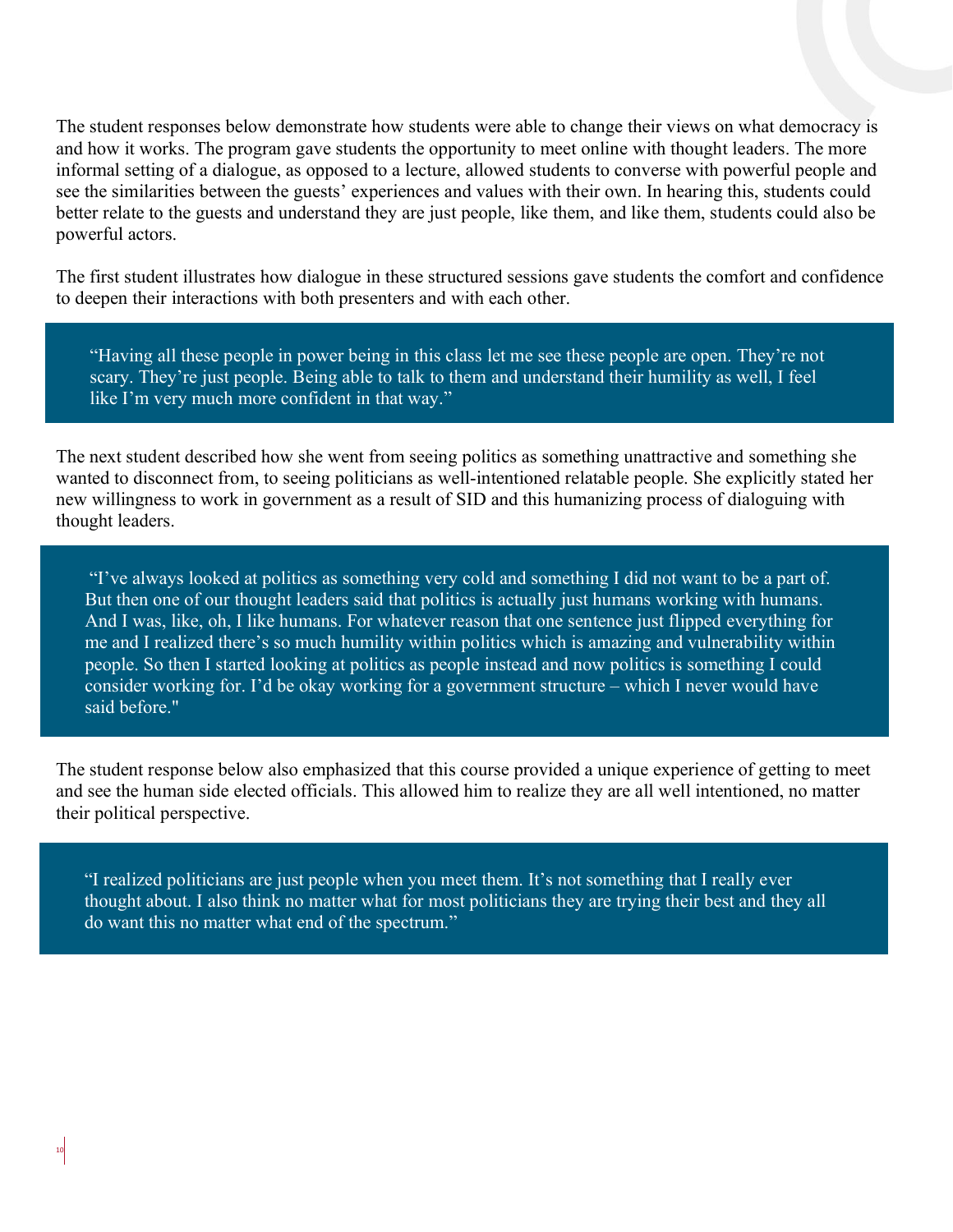The student responses below demonstrate how students were able to change their views on what democracy is and how it works. The program gave students the opportunity to meet online with thought leaders. The more informal setting of a dialogue, as opposed to a lecture, allowed students to converse with powerful people and see the similarities between the guests' experiences and values with their own. In hearing this, students could better relate to the guests and understand they are just people, like them, and like them, students could also be powerful actors.

The first student illustrates how dialogue in these structured sessions gave students the comfort and confidence to deepen their interactions with both presenters and with each other.

> "Having all these people in power being in this class let me see these people are open. They're not scary. They're just people. Being able to talk to them and understand their humility as well, I feel like I'm very much more confident in that way."

The next student described how she went from seeing politics as something unattractive and something she wanted to disconnect from, to seeing politicians as well-intentioned relatable people. She explicitly stated her new willingness to work in government as a result of SID and this humanizing process of dialoguing with thought leaders.

> "I've always looked at politics as something very cold and something I did not want to be a part of. But then one of our thought leaders said that politics is actually just humans working with humans. And I was, like, oh, I like humans. For whatever reason that one sentence just flipped everything for me and I realized there's so much humility within politics which is amazing and vulnerability within people. So then I started looking at politics as people instead and now politics is something I could consider working for. I'd be okay working for a government structure – which I never would have said before."

The student response below also emphasized that this course provided a unique experience of getting to meet and see the human side elected officials. This allowed him to realize they are all well intentioned, no matter their political perspective.

> "I realized politicians are just people when you meet them. It's not something that I really ever thought about. I also think no matter what for most politicians they are trying their best and they all do want this no matter what end of the spectrum."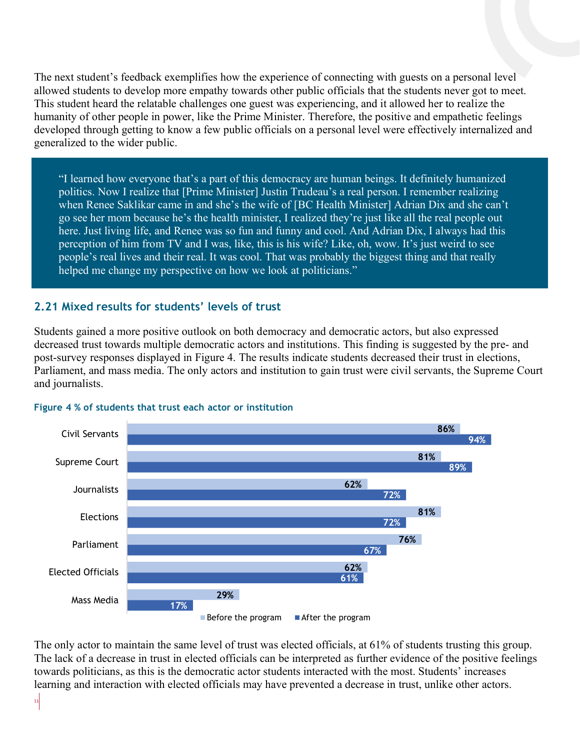The next student's feedback exemplifies how the experience of connecting with guests on a personal level allowed students to develop more empathy towards other public officials that the students never got to meet. This student heard the relatable challenges one guest was experiencing, and it allowed her to realize the humanity of other people in power, like the Prime Minister. Therefore, the positive and empathetic feelings developed through getting to know a few public officials on a personal level were effectively internalized and generalized to the wider public.

> "I learned how everyone that's a part of this democracy are human beings. It definitely humanized politics. Now I realize that [Prime Minister] Justin Trudeau's a real person. I remember realizing when Renee Saklikar came in and she's the wife of [BC Health Minister] Adrian Dix and she can't go see her mom because he's the health minister, I realized they're just like all the real people out here. Just living life, and Renee was so fun and funny and cool. And Adrian Dix, I always had this perception of him from TV and I was, like, this is his wife? Like, oh, wow. It's just weird to see people's real lives and their real. It was cool. That was probably the biggest thing and that really helped me change my perspective on how we look at politicians."

## 2.21 Mixed results for students' levels of trust

Students gained a more positive outlook on both democracy and democratic actors, but also expressed decreased trust towards multiple democratic actors and institutions. This finding is suggested by the pre- and post-survey responses displayed in Figure 4. The results indicate students decreased their trust in elections, Parliament, and mass media. The only actors and institution to gain trust were civil servants, the Supreme Court and journalists.

**Figure 4 % of students that trust each actor or institution**

| Actor or institution | Before the program | After the program |
|---|---|---|
| Civil Servants | 86% | 94% |
| Supreme Court | 81% | 89% |
| Journalists | 62% | 72% |
| Elections | 81% | 72% |
| Parliament | 76% | 67% |
| Elected Officials | 62% | 61% |
| Mass Media | 29% | 17% |

The only actor to maintain the same level of trust was elected officials, at 61% of students trusting this group. The lack of a decrease in trust in elected officials can be interpreted as further evidence of the positive feelings towards politicians, as this is the democratic actor students interacted with the most. Students' increases learning and interaction with elected officials may have prevented a decrease in trust, unlike other actors.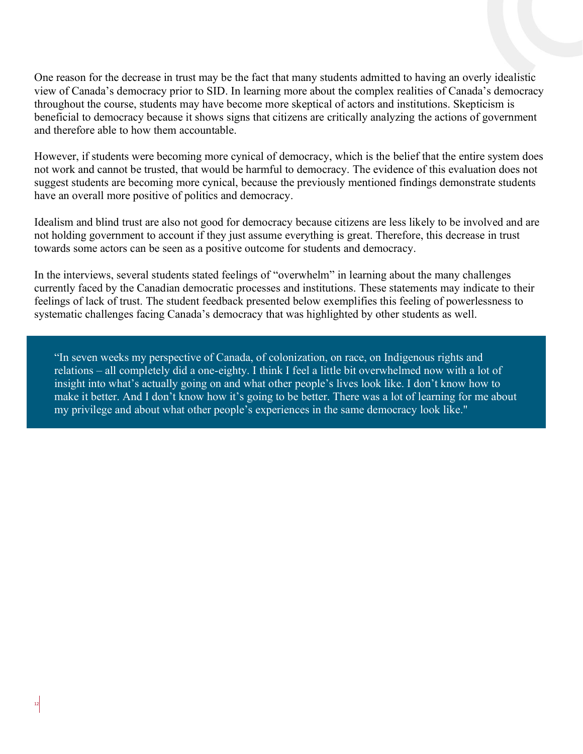One reason for the decrease in trust may be the fact that many students admitted to having an overly idealistic view of Canada's democracy prior to SID. In learning more about the complex realities of Canada's democracy throughout the course, students may have become more skeptical of actors and institutions. Skepticism is beneficial to democracy because it shows signs that citizens are critically analyzing the actions of government and therefore able to how them accountable.

However, if students were becoming more cynical of democracy, which is the belief that the entire system does not work and cannot be trusted, that would be harmful to democracy. The evidence of this evaluation does not suggest students are becoming more cynical, because the previously mentioned findings demonstrate students have an overall more positive of politics and democracy.

Idealism and blind trust are also not good for democracy because citizens are less likely to be involved and are not holding government to account if they just assume everything is great. Therefore, this decrease in trust towards some actors can be seen as a positive outcome for students and democracy.

In the interviews, several students stated feelings of "overwhelm" in learning about the many challenges currently faced by the Canadian democratic processes and institutions. These statements may indicate to their feelings of lack of trust. The student feedback presented below exemplifies this feeling of powerlessness to systematic challenges facing Canada's democracy that was highlighted by other students as well.

> "In seven weeks my perspective of Canada, of colonization, on race, on Indigenous rights and relations – all completely did a one-eighty. I think I feel a little bit overwhelmed now with a lot of insight into what's actually going on and what other people's lives look like. I don't know how to make it better. And I don't know how it's going to be better. There was a lot of learning for me about my privilege and about what other people's experiences in the same democracy look like."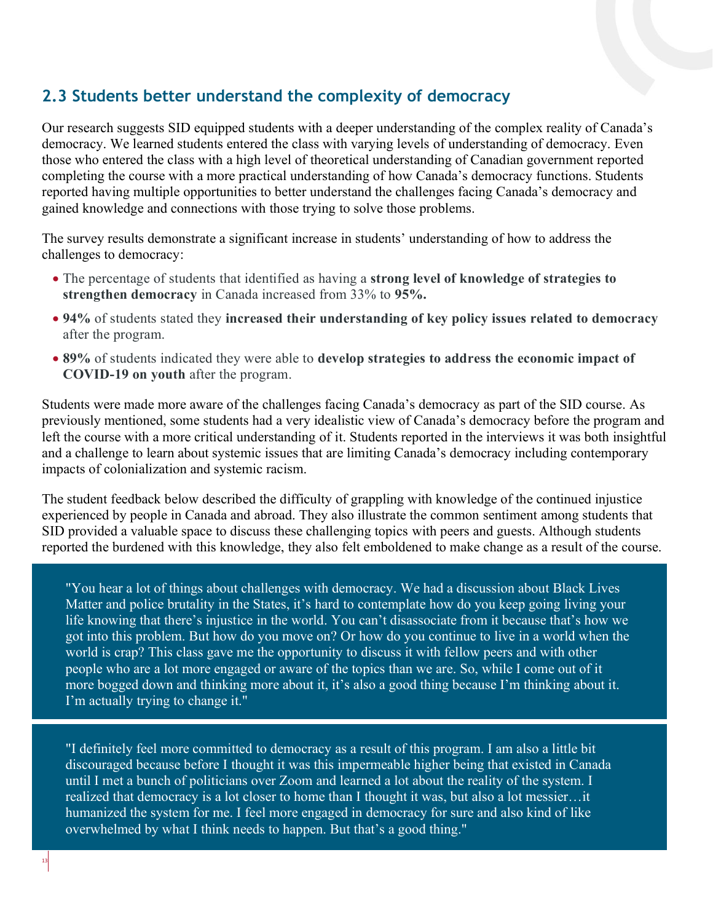## 2.3 Students better understand the complexity of democracy

Our research suggests SID equipped students with a deeper understanding of the complex reality of Canada's democracy. We learned students entered the class with varying levels of understanding of democracy. Even those who entered the class with a high level of theoretical understanding of Canadian government reported completing the course with a more practical understanding of how Canada's democracy functions. Students reported having multiple opportunities to better understand the challenges facing Canada's democracy and gained knowledge and connections with those trying to solve those problems.

The survey results demonstrate a significant increase in students' understanding of how to address the challenges to democracy:

- The percentage of students that identified as having a **strong level of knowledge of strategies to strengthen democracy** in Canada increased from 33% to **95%.**
- **94%** of students stated they **increased their understanding of key policy issues related to democracy** after the program.
- **89%** of students indicated they were able to **develop strategies to address the economic impact of COVID-19 on youth** after the program.

Students were made more aware of the challenges facing Canada's democracy as part of the SID course. As previously mentioned, some students had a very idealistic view of Canada's democracy before the program and left the course with a more critical understanding of it. Students reported in the interviews it was both insightful and a challenge to learn about systemic issues that are limiting Canada's democracy including contemporary impacts of colonialization and systemic racism.

The student feedback below described the difficulty of grappling with knowledge of the continued injustice experienced by people in Canada and abroad. They also illustrate the common sentiment among students that SID provided a valuable space to discuss these challenging topics with peers and guests. Although students reported the burdened with this knowledge, they also felt emboldened to make change as a result of the course.

> "You hear a lot of things about challenges with democracy. We had a discussion about Black Lives Matter and police brutality in the States, it's hard to contemplate how do you keep going living your life knowing that there's injustice in the world. You can't disassociate from it because that's how we got into this problem. But how do you move on? Or how do you continue to live in a world when the world is crap? This class gave me the opportunity to discuss it with fellow peers and with other people who are a lot more engaged or aware of the topics than we are. So, while I come out of it more bogged down and thinking more about it, it's also a good thing because I'm thinking about it. I'm actually trying to change it."

> "I definitely feel more committed to democracy as a result of this program. I am also a little bit discouraged because before I thought it was this impermeable higher being that existed in Canada until I met a bunch of politicians over Zoom and learned a lot about the reality of the system. I realized that democracy is a lot closer to home than I thought it was, but also a lot messier…it humanized the system for me. I feel more engaged in democracy for sure and also kind of like overwhelmed by what I think needs to happen. But that's a good thing."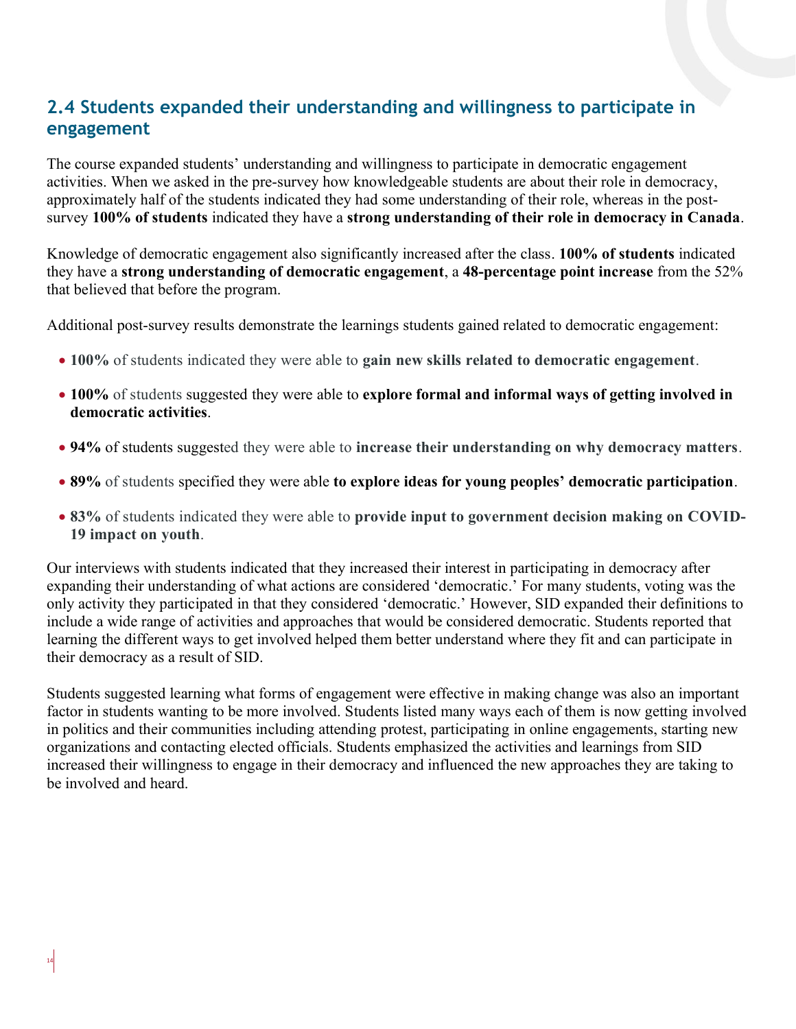## 2.4 Students expanded their understanding and willingness to participate in engagement

The course expanded students' understanding and willingness to participate in democratic engagement activities. When we asked in the pre-survey how knowledgeable students are about their role in democracy, approximately half of the students indicated they had some understanding of their role, whereas in the post-survey **100% of students** indicated they have a **strong understanding of their role in democracy in Canada**.

Knowledge of democratic engagement also significantly increased after the class. **100% of students** indicated they have a **strong understanding of democratic engagement**, a **48-percentage point increase** from the 52% that believed that before the program.

Additional post-survey results demonstrate the learnings students gained related to democratic engagement:

- **100%** of students indicated they were able to **gain new skills related to democratic engagement**.
- **100%** of students suggested they were able to **explore formal and informal ways of getting involved in democratic activities**.
- **94%** of students suggested they were able to **increase their understanding on why democracy matters**.
- **89%** of students specified they were able **to explore ideas for young peoples' democratic participation**.
- **83%** of students indicated they were able to **provide input to government decision making on COVID-19 impact on youth**.

Our interviews with students indicated that they increased their interest in participating in democracy after expanding their understanding of what actions are considered 'democratic.' For many students, voting was the only activity they participated in that they considered 'democratic.' However, SID expanded their definitions to include a wide range of activities and approaches that would be considered democratic. Students reported that learning the different ways to get involved helped them better understand where they fit and can participate in their democracy as a result of SID.

Students suggested learning what forms of engagement were effective in making change was also an important factor in students wanting to be more involved. Students listed many ways each of them is now getting involved in politics and their communities including attending protest, participating in online engagements, starting new organizations and contacting elected officials. Students emphasized the activities and learnings from SID increased their willingness to engage in their democracy and influenced the new approaches they are taking to be involved and heard.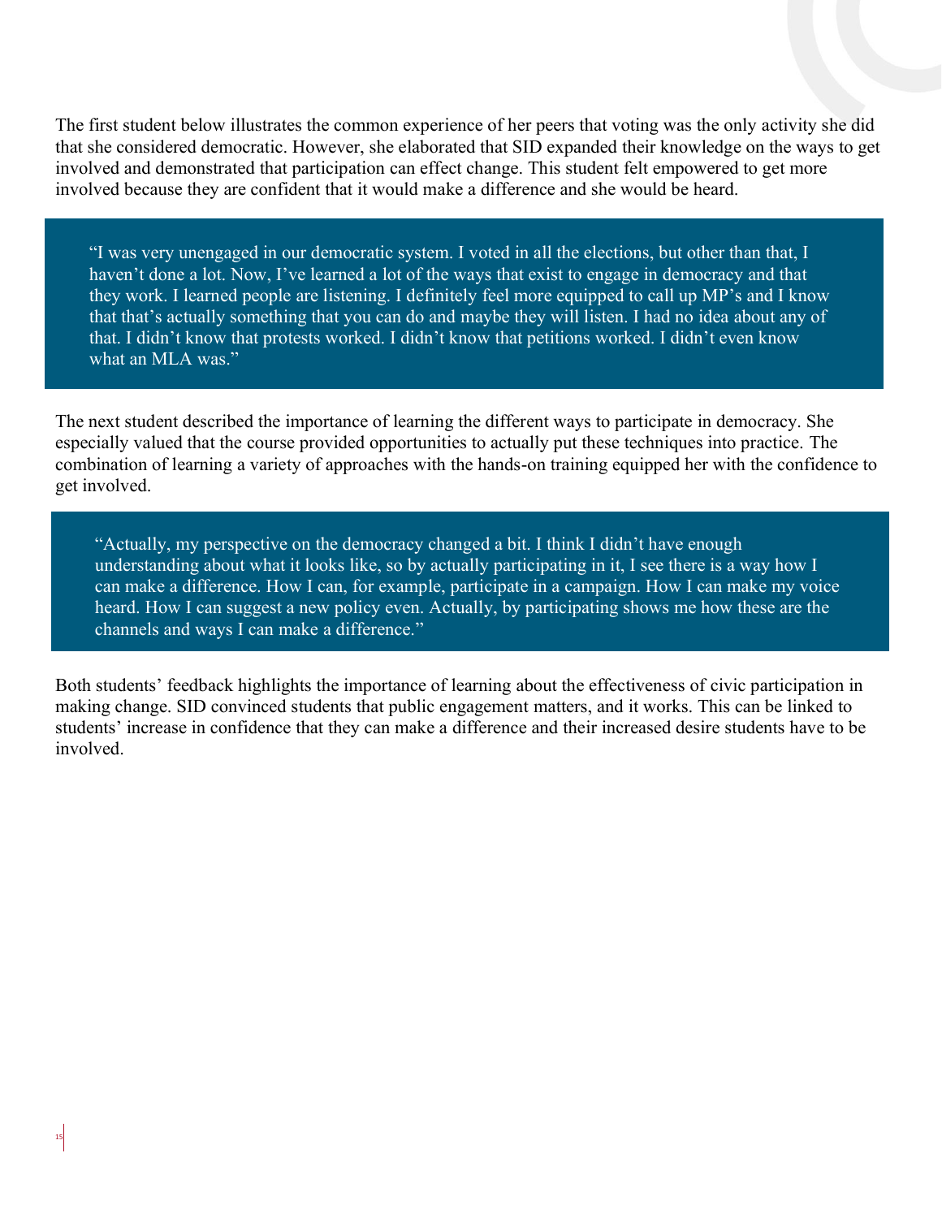The first student below illustrates the common experience of her peers that voting was the only activity she did that she considered democratic. However, she elaborated that SID expanded their knowledge on the ways to get involved and demonstrated that participation can effect change. This student felt empowered to get more involved because they are confident that it would make a difference and she would be heard.

> "I was very unengaged in our democratic system. I voted in all the elections, but other than that, I haven't done a lot. Now, I've learned a lot of the ways that exist to engage in democracy and that they work. I learned people are listening. I definitely feel more equipped to call up MP's and I know that that's actually something that you can do and maybe they will listen. I had no idea about any of that. I didn't know that protests worked. I didn't know that petitions worked. I didn't even know what an MLA was."

The next student described the importance of learning the different ways to participate in democracy. She especially valued that the course provided opportunities to actually put these techniques into practice. The combination of learning a variety of approaches with the hands-on training equipped her with the confidence to get involved.

> "Actually, my perspective on the democracy changed a bit. I think I didn't have enough understanding about what it looks like, so by actually participating in it, I see there is a way how I can make a difference. How I can, for example, participate in a campaign. How I can make my voice heard. How I can suggest a new policy even. Actually, by participating shows me how these are the channels and ways I can make a difference."

Both students' feedback highlights the importance of learning about the effectiveness of civic participation in making change. SID convinced students that public engagement matters, and it works. This can be linked to students' increase in confidence that they can make a difference and their increased desire students have to be involved.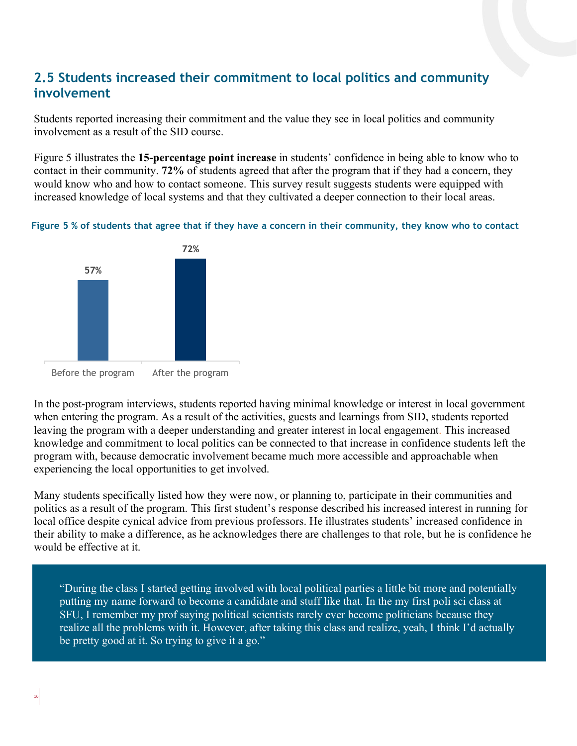## 2.5 Students increased their commitment to local politics and community involvement

Students reported increasing their commitment and the value they see in local politics and community involvement as a result of the SID course.

Figure 5 illustrates the **15-percentage point increase** in students' confidence in being able to know who to contact in their community. **72%** of students agreed that after the program that if they had a concern, they would know who and how to contact someone. This survey result suggests students were equipped with increased knowledge of local systems and that they cultivated a deeper connection to their local areas.

**Figure 5 % of students that agree that if they have a concern in their community, they know who to contact**

| | % of students |
|---|---|
| Before the program | 57% |
| After the program | 72% |

In the post-program interviews, students reported having minimal knowledge or interest in local government when entering the program. As a result of the activities, guests and learnings from SID, students reported leaving the program with a deeper understanding and greater interest in local engagement. This increased knowledge and commitment to local politics can be connected to that increase in confidence students left the program with, because democratic involvement became much more accessible and approachable when experiencing the local opportunities to get involved.

Many students specifically listed how they were now, or planning to, participate in their communities and politics as a result of the program. This first student's response described his increased interest in running for local office despite cynical advice from previous professors. He illustrates students' increased confidence in their ability to make a difference, as he acknowledges there are challenges to that role, but he is confidence he would be effective at it.

> "During the class I started getting involved with local political parties a little bit more and potentially putting my name forward to become a candidate and stuff like that. In the my first poli sci class at SFU, I remember my prof saying political scientists rarely ever become politicians because they realize all the problems with it. However, after taking this class and realize, yeah, I think I'd actually be pretty good at it. So trying to give it a go."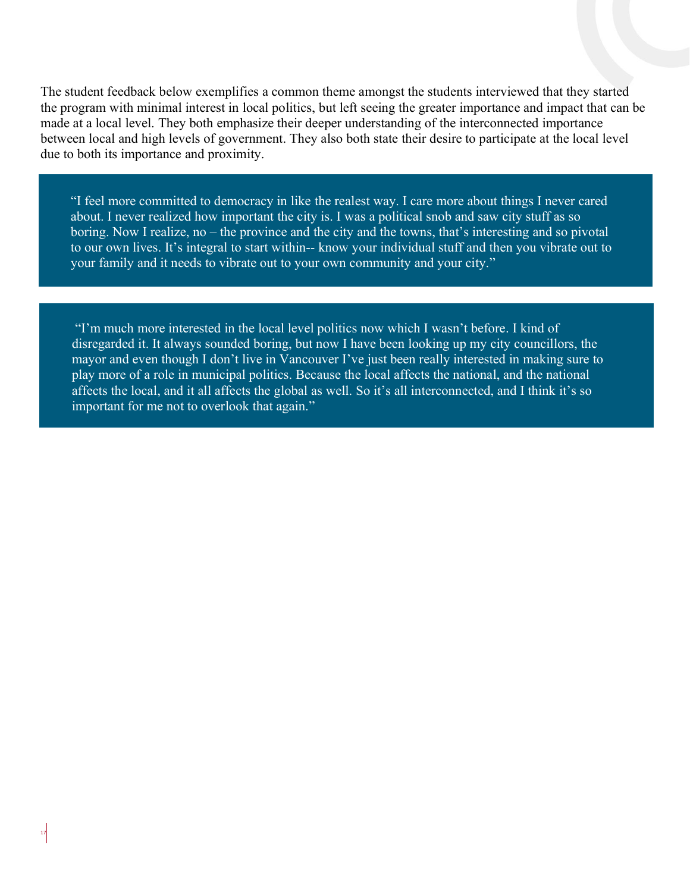The student feedback below exemplifies a common theme amongst the students interviewed that they started the program with minimal interest in local politics, but left seeing the greater importance and impact that can be made at a local level. They both emphasize their deeper understanding of the interconnected importance between local and high levels of government. They also both state their desire to participate at the local level due to both its importance and proximity.

> "I feel more committed to democracy in like the realest way. I care more about things I never cared about. I never realized how important the city is. I was a political snob and saw city stuff as so boring. Now I realize, no – the province and the city and the towns, that's interesting and so pivotal to our own lives. It's integral to start within-- know your individual stuff and then you vibrate out to your family and it needs to vibrate out to your own community and your city."

> "I'm much more interested in the local level politics now which I wasn't before. I kind of disregarded it. It always sounded boring, but now I have been looking up my city councillors, the mayor and even though I don't live in Vancouver I've just been really interested in making sure to play more of a role in municipal politics. Because the local affects the national, and the national affects the local, and it all affects the global as well. So it's all interconnected, and I think it's so important for me not to overlook that again."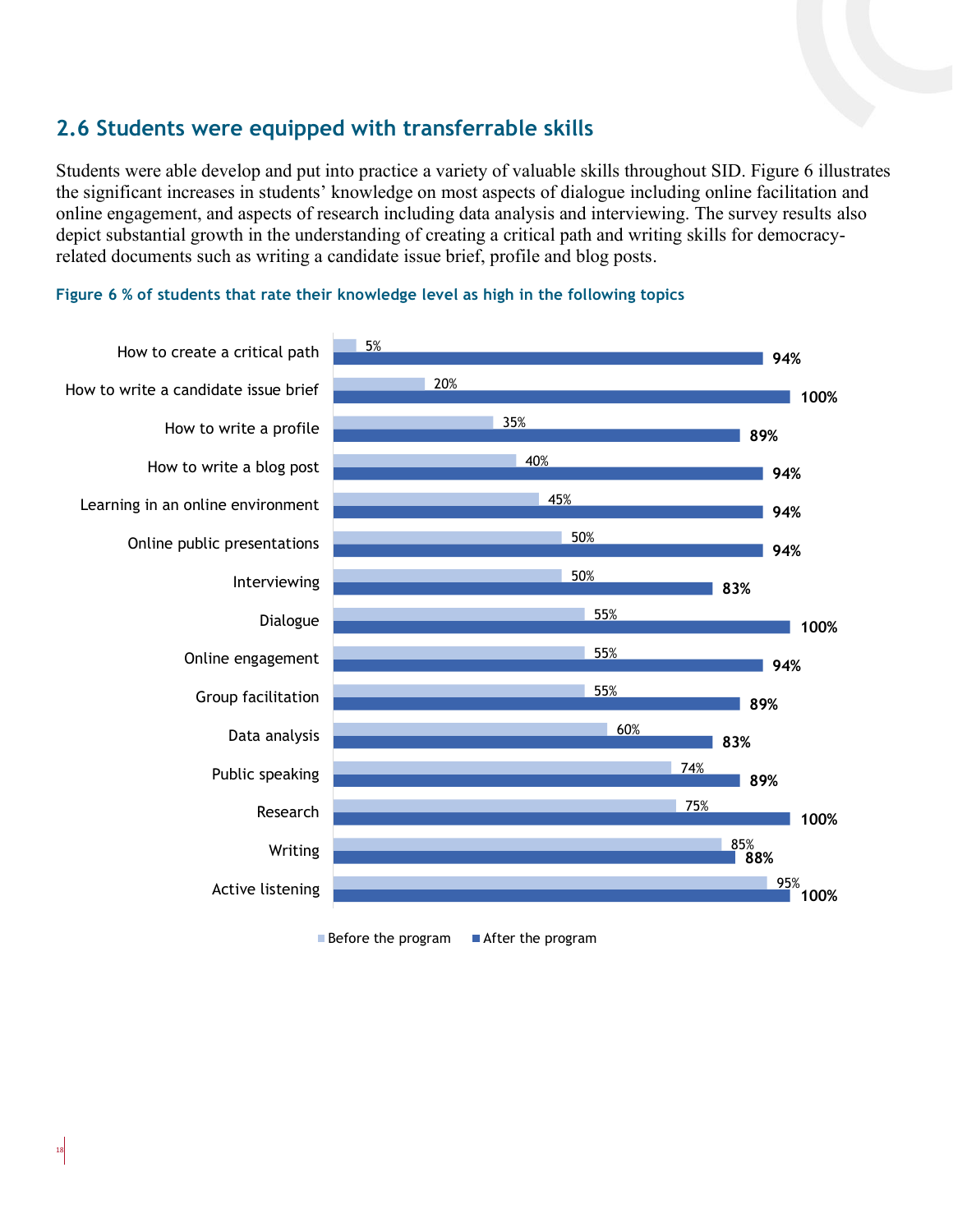## 2.6 Students were equipped with transferrable skills

Students were able develop and put into practice a variety of valuable skills throughout SID. Figure 6 illustrates the significant increases in students' knowledge on most aspects of dialogue including online facilitation and online engagement, and aspects of research including data analysis and interviewing. The survey results also depict substantial growth in the understanding of creating a critical path and writing skills for democracy-related documents such as writing a candidate issue brief, profile and blog posts.

**Figure 6 % of students that rate their knowledge level as high in the following topics**

| Topic | Before the program | After the program |
|---|---|---|
| How to create a critical path | 5% | 94% |
| How to write a candidate issue brief | 20% | 100% |
| How to write a profile | 35% | 89% |
| How to write a blog post | 40% | 94% |
| Learning in an online environment | 45% | 94% |
| Online public presentations | 50% | 94% |
| Interviewing | 50% | 83% |
| Dialogue | 55% | 100% |
| Online engagement | 55% | 94% |
| Group facilitation | 55% | 89% |
| Data analysis | 60% | 83% |
| Public speaking | 74% | 89% |
| Research | 75% | 100% |
| Writing | 85% | 88% |
| Active listening | 95% | 100% |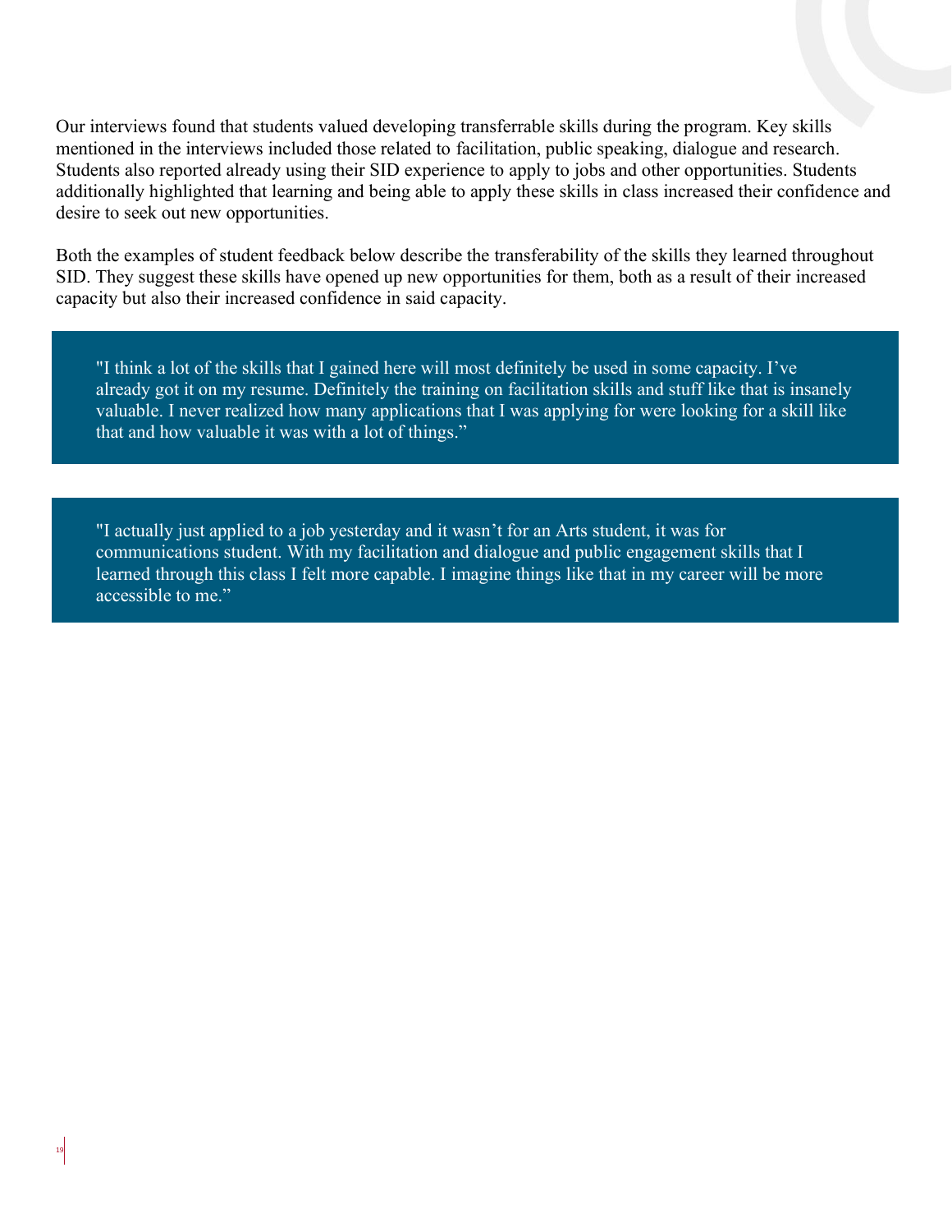Our interviews found that students valued developing transferrable skills during the program. Key skills mentioned in the interviews included those related to facilitation, public speaking, dialogue and research. Students also reported already using their SID experience to apply to jobs and other opportunities. Students additionally highlighted that learning and being able to apply these skills in class increased their confidence and desire to seek out new opportunities.

Both the examples of student feedback below describe the transferability of the skills they learned throughout SID. They suggest these skills have opened up new opportunities for them, both as a result of their increased capacity but also their increased confidence in said capacity.

> "I think a lot of the skills that I gained here will most definitely be used in some capacity. I've already got it on my resume. Definitely the training on facilitation skills and stuff like that is insanely valuable. I never realized how many applications that I was applying for were looking for a skill like that and how valuable it was with a lot of things."

> "I actually just applied to a job yesterday and it wasn't for an Arts student, it was for communications student. With my facilitation and dialogue and public engagement skills that I learned through this class I felt more capable. I imagine things like that in my career will be more accessible to me."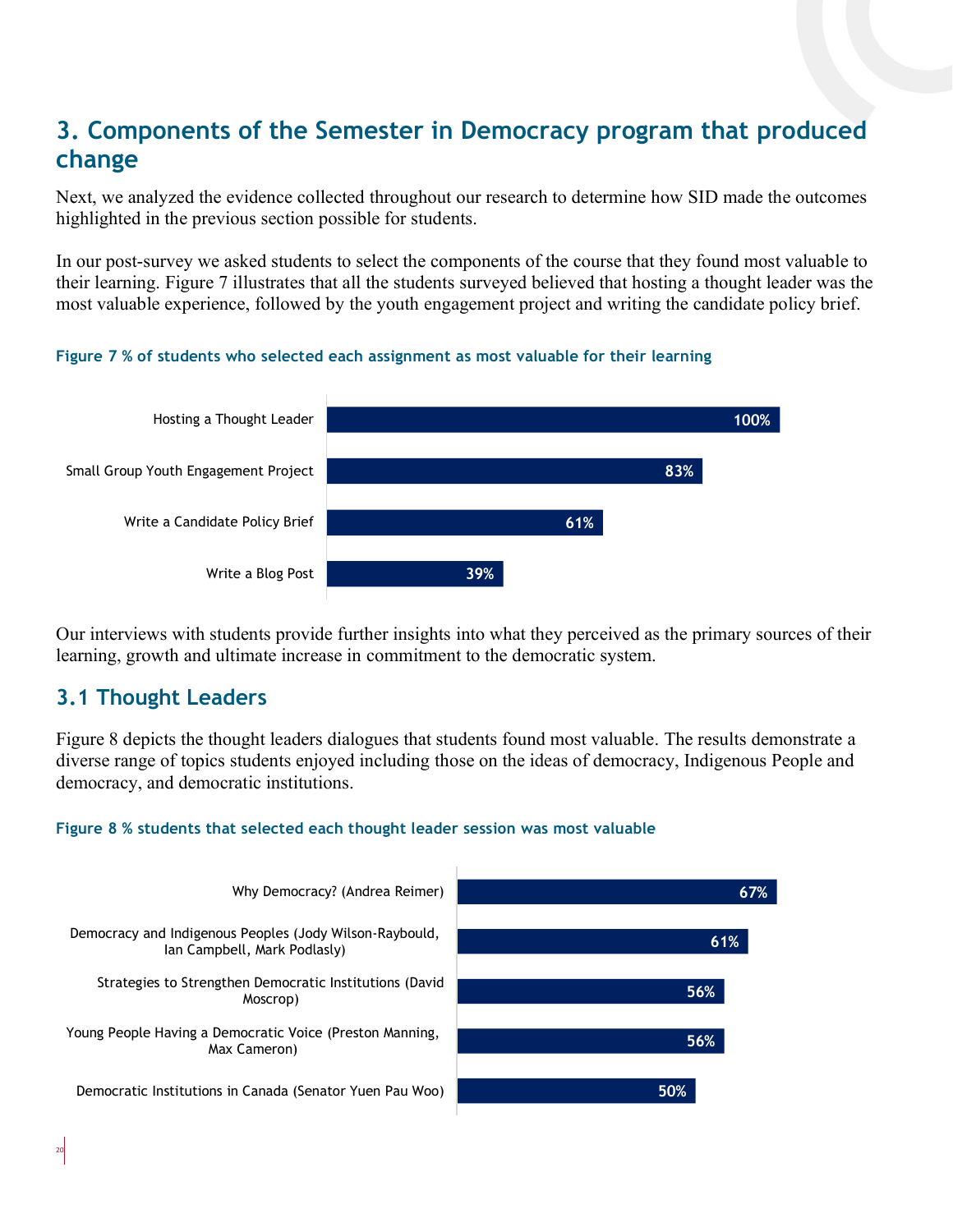## 3. Components of the Semester in Democracy program that produced change

Next, we analyzed the evidence collected throughout our research to determine how SID made the outcomes highlighted in the previous section possible for students.

In our post-survey we asked students to select the components of the course that they found most valuable to their learning. Figure 7 illustrates that all the students surveyed believed that hosting a thought leader was the most valuable experience, followed by the youth engagement project and writing the candidate policy brief.

**Figure 7 % of students who selected each assignment as most valuable for their learning**

| Assignment | % |
| --- | --- |
| Hosting a Thought Leader | 100% |
| Small Group Youth Engagement Project | 83% |
| Write a Candidate Policy Brief | 61% |
| Write a Blog Post | 39% |

Our interviews with students provide further insights into what they perceived as the primary sources of their learning, growth and ultimate increase in commitment to the democratic system.

### 3.1 Thought Leaders

Figure 8 depicts the thought leaders dialogues that students found most valuable. The results demonstrate a diverse range of topics students enjoyed including those on the ideas of democracy, Indigenous People and democracy, and democratic institutions.

**Figure 8 % students that selected each thought leader session was most valuable**

| Thought leader session | % |
| --- | --- |
| Why Democracy? (Andrea Reimer) | 67% |
| Democracy and Indigenous Peoples (Jody Wilson-Raybould, Ian Campbell, Mark Podlasly) | 61% |
| Strategies to Strengthen Democratic Institutions (David Moscrop) | 56% |
| Young People Having a Democratic Voice (Preston Manning, Max Cameron) | 56% |
| Democratic Institutions in Canada (Senator Yuen Pau Woo) | 50% |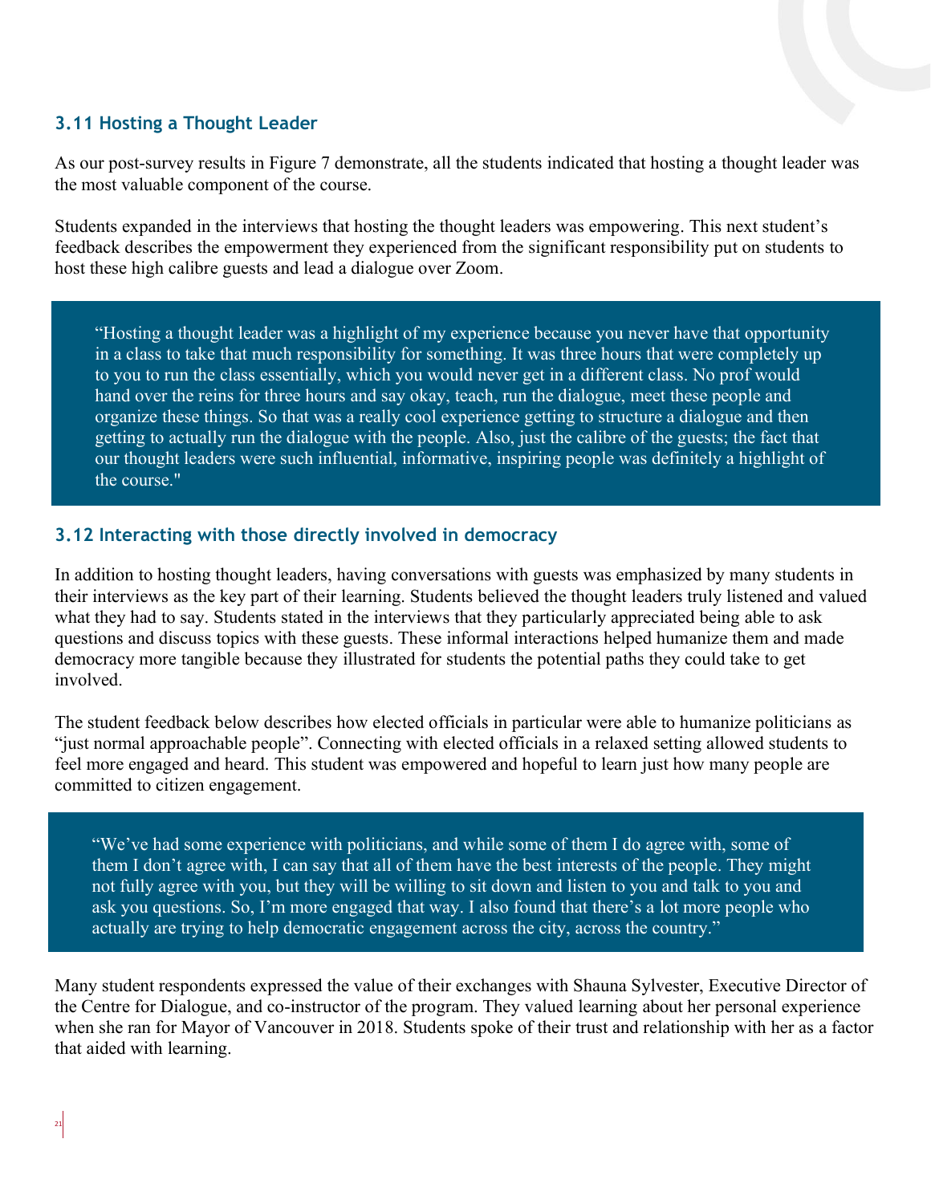### 3.11 Hosting a Thought Leader

As our post-survey results in Figure 7 demonstrate, all the students indicated that hosting a thought leader was the most valuable component of the course.

Students expanded in the interviews that hosting the thought leaders was empowering. This next student's feedback describes the empowerment they experienced from the significant responsibility put on students to host these high calibre guests and lead a dialogue over Zoom.

> "Hosting a thought leader was a highlight of my experience because you never have that opportunity in a class to take that much responsibility for something. It was three hours that were completely up to you to run the class essentially, which you would never get in a different class. No prof would hand over the reins for three hours and say okay, teach, run the dialogue, meet these people and organize these things. So that was a really cool experience getting to structure a dialogue and then getting to actually run the dialogue with the people. Also, just the calibre of the guests; the fact that our thought leaders were such influential, informative, inspiring people was definitely a highlight of the course."

### 3.12 Interacting with those directly involved in democracy

In addition to hosting thought leaders, having conversations with guests was emphasized by many students in their interviews as the key part of their learning. Students believed the thought leaders truly listened and valued what they had to say. Students stated in the interviews that they particularly appreciated being able to ask questions and discuss topics with these guests. These informal interactions helped humanize them and made democracy more tangible because they illustrated for students the potential paths they could take to get involved.

The student feedback below describes how elected officials in particular were able to humanize politicians as "just normal approachable people". Connecting with elected officials in a relaxed setting allowed students to feel more engaged and heard. This student was empowered and hopeful to learn just how many people are committed to citizen engagement.

> "We've had some experience with politicians, and while some of them I do agree with, some of them I don't agree with, I can say that all of them have the best interests of the people. They might not fully agree with you, but they will be willing to sit down and listen to you and talk to you and ask you questions. So, I'm more engaged that way. I also found that there's a lot more people who actually are trying to help democratic engagement across the city, across the country."

Many student respondents expressed the value of their exchanges with Shauna Sylvester, Executive Director of the Centre for Dialogue, and co-instructor of the program. They valued learning about her personal experience when she ran for Mayor of Vancouver in 2018. Students spoke of their trust and relationship with her as a factor that aided with learning.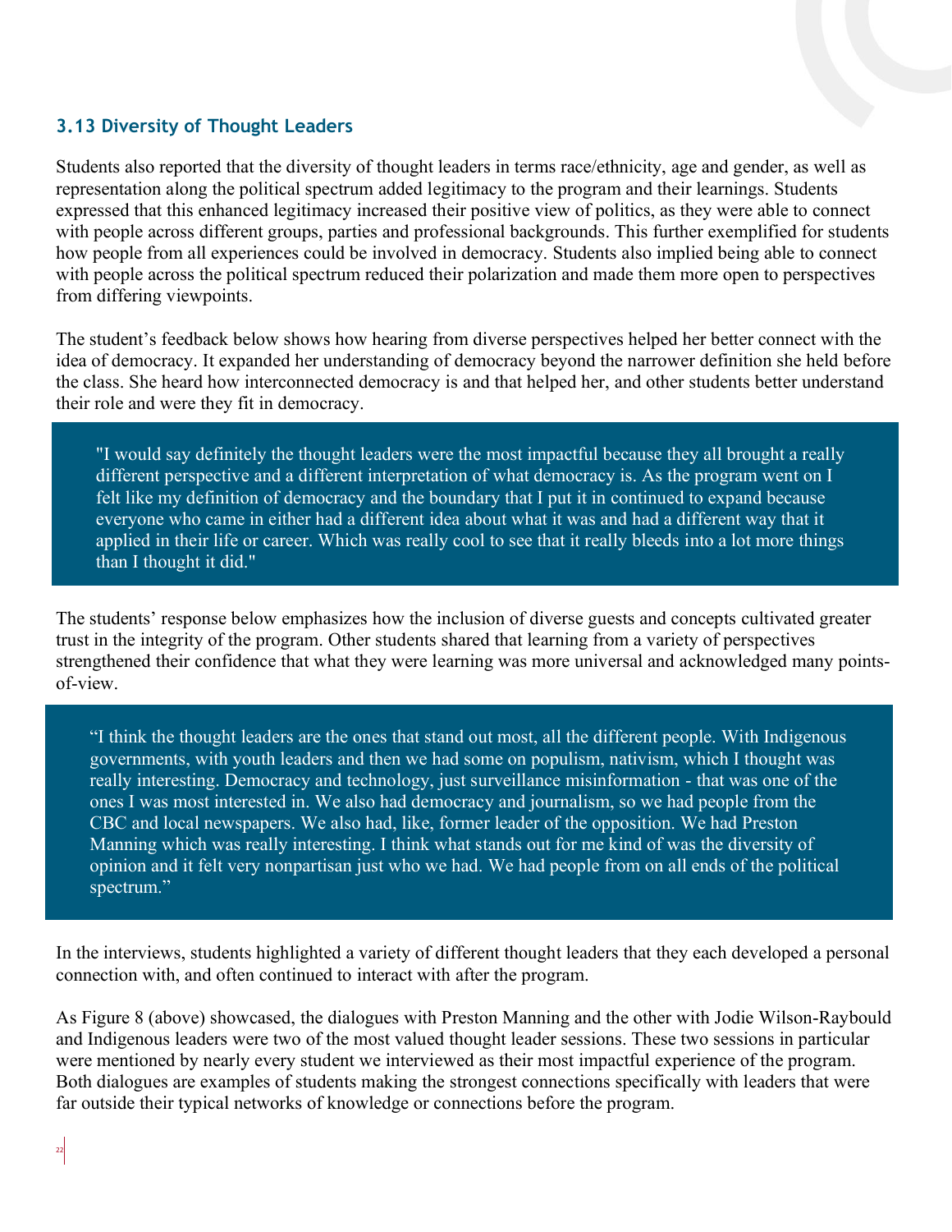### 3.13 Diversity of Thought Leaders

Students also reported that the diversity of thought leaders in terms race/ethnicity, age and gender, as well as representation along the political spectrum added legitimacy to the program and their learnings. Students expressed that this enhanced legitimacy increased their positive view of politics, as they were able to connect with people across different groups, parties and professional backgrounds. This further exemplified for students how people from all experiences could be involved in democracy. Students also implied being able to connect with people across the political spectrum reduced their polarization and made them more open to perspectives from differing viewpoints.

The student's feedback below shows how hearing from diverse perspectives helped her better connect with the idea of democracy. It expanded her understanding of democracy beyond the narrower definition she held before the class. She heard how interconnected democracy is and that helped her, and other students better understand their role and were they fit in democracy.

> "I would say definitely the thought leaders were the most impactful because they all brought a really different perspective and a different interpretation of what democracy is. As the program went on I felt like my definition of democracy and the boundary that I put it in continued to expand because everyone who came in either had a different idea about what it was and had a different way that it applied in their life or career. Which was really cool to see that it really bleeds into a lot more things than I thought it did."

The students' response below emphasizes how the inclusion of diverse guests and concepts cultivated greater trust in the integrity of the program. Other students shared that learning from a variety of perspectives strengthened their confidence that what they were learning was more universal and acknowledged many points-of-view.

> "I think the thought leaders are the ones that stand out most, all the different people. With Indigenous governments, with youth leaders and then we had some on populism, nativism, which I thought was really interesting. Democracy and technology, just surveillance misinformation - that was one of the ones I was most interested in. We also had democracy and journalism, so we had people from the CBC and local newspapers. We also had, like, former leader of the opposition. We had Preston Manning which was really interesting. I think what stands out for me kind of was the diversity of opinion and it felt very nonpartisan just who we had. We had people from on all ends of the political spectrum."

In the interviews, students highlighted a variety of different thought leaders that they each developed a personal connection with, and often continued to interact with after the program.

As Figure 8 (above) showcased, the dialogues with Preston Manning and the other with Jodie Wilson-Raybould and Indigenous leaders were two of the most valued thought leader sessions. These two sessions in particular were mentioned by nearly every student we interviewed as their most impactful experience of the program. Both dialogues are examples of students making the strongest connections specifically with leaders that were far outside their typical networks of knowledge or connections before the program.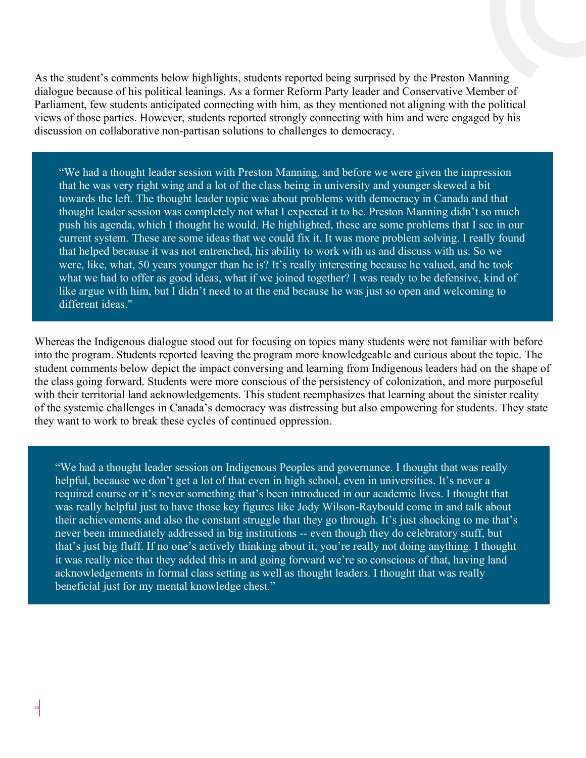As the student's comments below highlights, students reported being surprised by the Preston Manning dialogue because of his political leanings. As a former Reform Party leader and Conservative Member of Parliament, few students anticipated connecting with him, as they mentioned not aligning with the political views of those parties. However, students reported strongly connecting with him and were engaged by his discussion on collaborative non-partisan solutions to challenges to democracy.

> "We had a thought leader session with Preston Manning, and before we were given the impression that he was very right wing and a lot of the class being in university and younger skewed a bit towards the left. The thought leader topic was about problems with democracy in Canada and that thought leader session was completely not what I expected it to be. Preston Manning didn't so much push his agenda, which I thought he would. He highlighted, these are some problems that I see in our current system. These are some ideas that we could fix it. It was more problem solving. I really found that helped because it was not entrenched, his ability to work with us and discuss with us. So we were, like, what, 50 years younger than he is? It's really interesting because he valued, and he took what we had to offer as good ideas, what if we joined together? I was ready to be defensive, kind of like argue with him, but I didn't need to at the end because he was just so open and welcoming to different ideas."

Whereas the Indigenous dialogue stood out for focusing on topics many students were not familiar with before into the program. Students reported leaving the program more knowledgeable and curious about the topic. The student comments below depict the impact conversing and learning from Indigenous leaders had on the shape of the class going forward. Students were more conscious of the persistency of colonization, and more purposeful with their territorial land acknowledgements. This student reemphasizes that learning about the sinister reality of the systemic challenges in Canada's democracy was distressing but also empowering for students. They state they want to work to break these cycles of continued oppression.

> "We had a thought leader session on Indigenous Peoples and governance. I thought that was really helpful, because we don't get a lot of that even in high school, even in universities. It's never a required course or it's never something that's been introduced in our academic lives. I thought that was really helpful just to have those key figures like Jody Wilson-Raybould come in and talk about their achievements and also the constant struggle that they go through. It's just shocking to me that's never been immediately addressed in big institutions -- even though they do celebratory stuff, but that's just big fluff. If no one's actively thinking about it, you're really not doing anything. I thought it was really nice that they added this in and going forward we're so conscious of that, having land acknowledgements in formal class setting as well as thought leaders. I thought that was really beneficial just for my mental knowledge chest."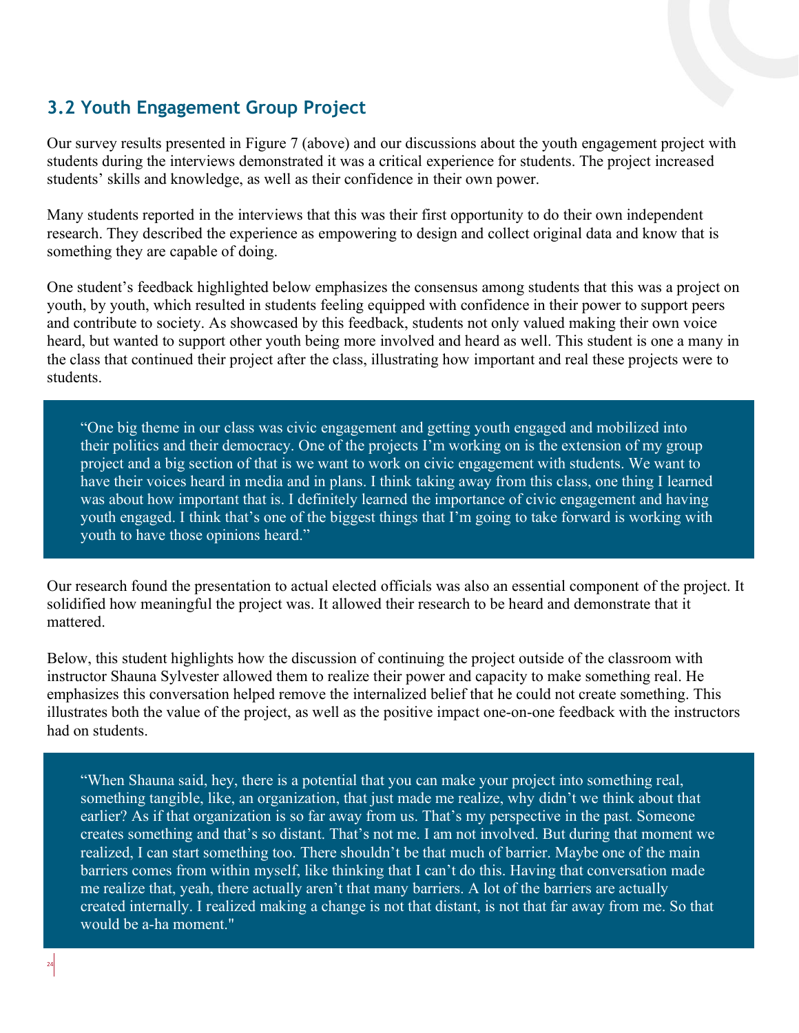## 3.2 Youth Engagement Group Project

Our survey results presented in Figure 7 (above) and our discussions about the youth engagement project with students during the interviews demonstrated it was a critical experience for students. The project increased students' skills and knowledge, as well as their confidence in their own power.

Many students reported in the interviews that this was their first opportunity to do their own independent research. They described the experience as empowering to design and collect original data and know that is something they are capable of doing.

One student's feedback highlighted below emphasizes the consensus among students that this was a project on youth, by youth, which resulted in students feeling equipped with confidence in their power to support peers and contribute to society. As showcased by this feedback, students not only valued making their own voice heard, but wanted to support other youth being more involved and heard as well. This student is one a many in the class that continued their project after the class, illustrating how important and real these projects were to students.

> "One big theme in our class was civic engagement and getting youth engaged and mobilized into their politics and their democracy. One of the projects I'm working on is the extension of my group project and a big section of that is we want to work on civic engagement with students. We want to have their voices heard in media and in plans. I think taking away from this class, one thing I learned was about how important that is. I definitely learned the importance of civic engagement and having youth engaged. I think that's one of the biggest things that I'm going to take forward is working with youth to have those opinions heard."

Our research found the presentation to actual elected officials was also an essential component of the project. It solidified how meaningful the project was. It allowed their research to be heard and demonstrate that it mattered.

Below, this student highlights how the discussion of continuing the project outside of the classroom with instructor Shauna Sylvester allowed them to realize their power and capacity to make something real. He emphasizes this conversation helped remove the internalized belief that he could not create something. This illustrates both the value of the project, as well as the positive impact one-on-one feedback with the instructors had on students.

> "When Shauna said, hey, there is a potential that you can make your project into something real, something tangible, like, an organization, that just made me realize, why didn't we think about that earlier? As if that organization is so far away from us. That's my perspective in the past. Someone creates something and that's so distant. That's not me. I am not involved. But during that moment we realized, I can start something too. There shouldn't be that much of barrier. Maybe one of the main barriers comes from within myself, like thinking that I can't do this. Having that conversation made me realize that, yeah, there actually aren't that many barriers. A lot of the barriers are actually created internally. I realized making a change is not that distant, is not that far away from me. So that would be a-ha moment."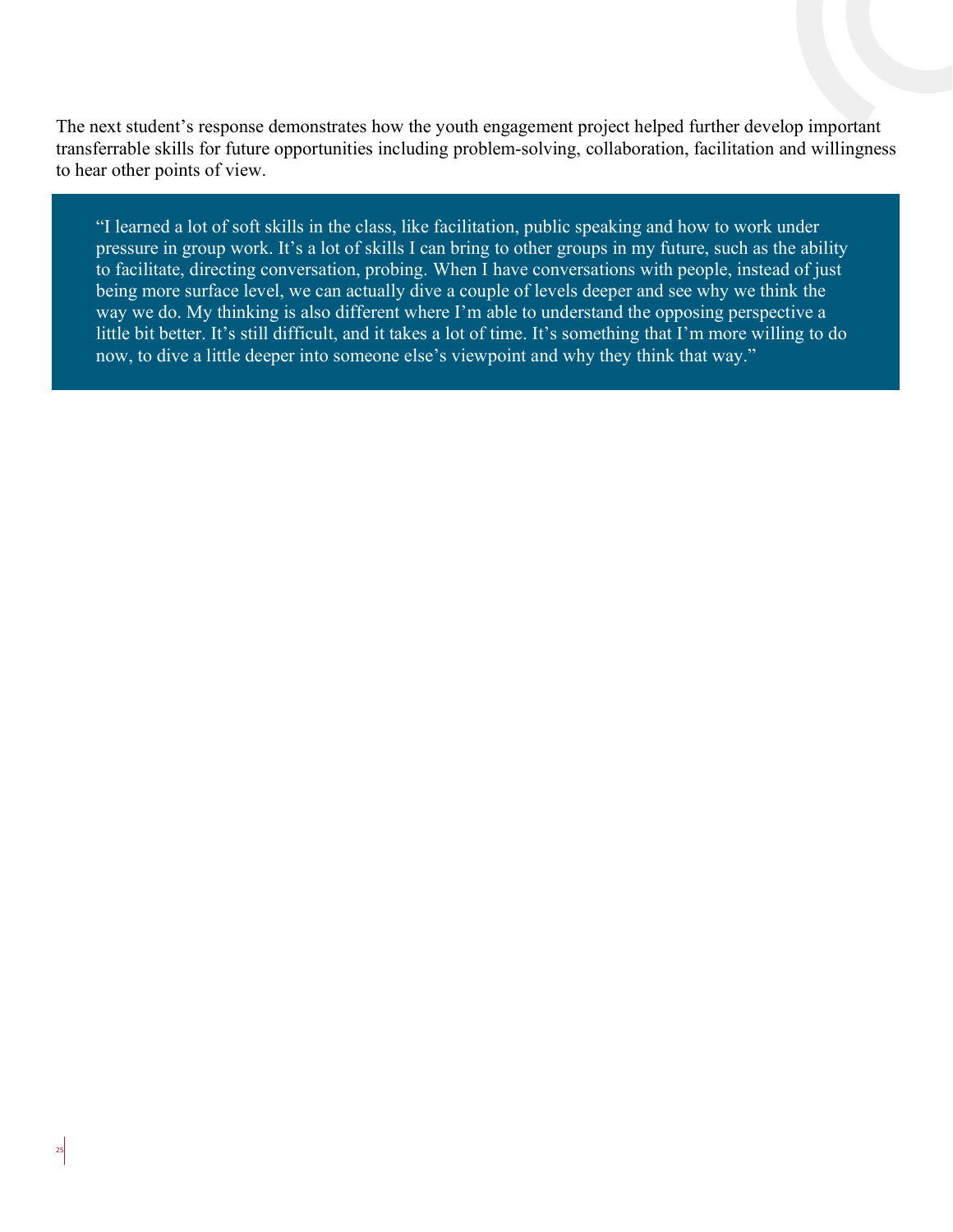The next student's response demonstrates how the youth engagement project helped further develop important transferrable skills for future opportunities including problem-solving, collaboration, facilitation and willingness to hear other points of view.

> "I learned a lot of soft skills in the class, like facilitation, public speaking and how to work under pressure in group work. It's a lot of skills I can bring to other groups in my future, such as the ability to facilitate, directing conversation, probing. When I have conversations with people, instead of just being more surface level, we can actually dive a couple of levels deeper and see why we think the way we do. My thinking is also different where I'm able to understand the opposing perspective a little bit better. It's still difficult, and it takes a lot of time. It's something that I'm more willing to do now, to dive a little deeper into someone else's viewpoint and why they think that way."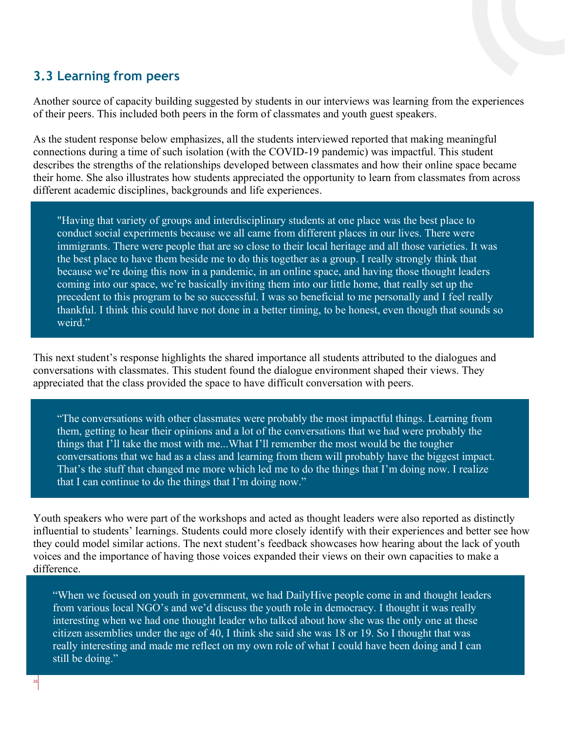## 3.3 Learning from peers

Another source of capacity building suggested by students in our interviews was learning from the experiences of their peers. This included both peers in the form of classmates and youth guest speakers.

As the student response below emphasizes, all the students interviewed reported that making meaningful connections during a time of such isolation (with the COVID-19 pandemic) was impactful. This student describes the strengths of the relationships developed between classmates and how their online space became their home. She also illustrates how students appreciated the opportunity to learn from classmates from across different academic disciplines, backgrounds and life experiences.

> "Having that variety of groups and interdisciplinary students at one place was the best place to conduct social experiments because we all came from different places in our lives. There were immigrants. There were people that are so close to their local heritage and all those varieties. It was the best place to have them beside me to do this together as a group. I really strongly think that because we're doing this now in a pandemic, in an online space, and having those thought leaders coming into our space, we're basically inviting them into our little home, that really set up the precedent to this program to be so successful. I was so beneficial to me personally and I feel really thankful. I think this could have not done in a better timing, to be honest, even though that sounds so weird."

This next student's response highlights the shared importance all students attributed to the dialogues and conversations with classmates. This student found the dialogue environment shaped their views. They appreciated that the class provided the space to have difficult conversation with peers.

> "The conversations with other classmates were probably the most impactful things. Learning from them, getting to hear their opinions and a lot of the conversations that we had were probably the things that I'll take the most with me...What I'll remember the most would be the tougher conversations that we had as a class and learning from them will probably have the biggest impact. That's the stuff that changed me more which led me to do the things that I'm doing now. I realize that I can continue to do the things that I'm doing now."

Youth speakers who were part of the workshops and acted as thought leaders were also reported as distinctly influential to students' learnings. Students could more closely identify with their experiences and better see how they could model similar actions. The next student's feedback showcases how hearing about the lack of youth voices and the importance of having those voices expanded their views on their own capacities to make a difference.

> "When we focused on youth in government, we had DailyHive people come in and thought leaders from various local NGO's and we'd discuss the youth role in democracy. I thought it was really interesting when we had one thought leader who talked about how she was the only one at these citizen assemblies under the age of 40, I think she said she was 18 or 19. So I thought that was really interesting and made me reflect on my own role of what I could have been doing and I can still be doing."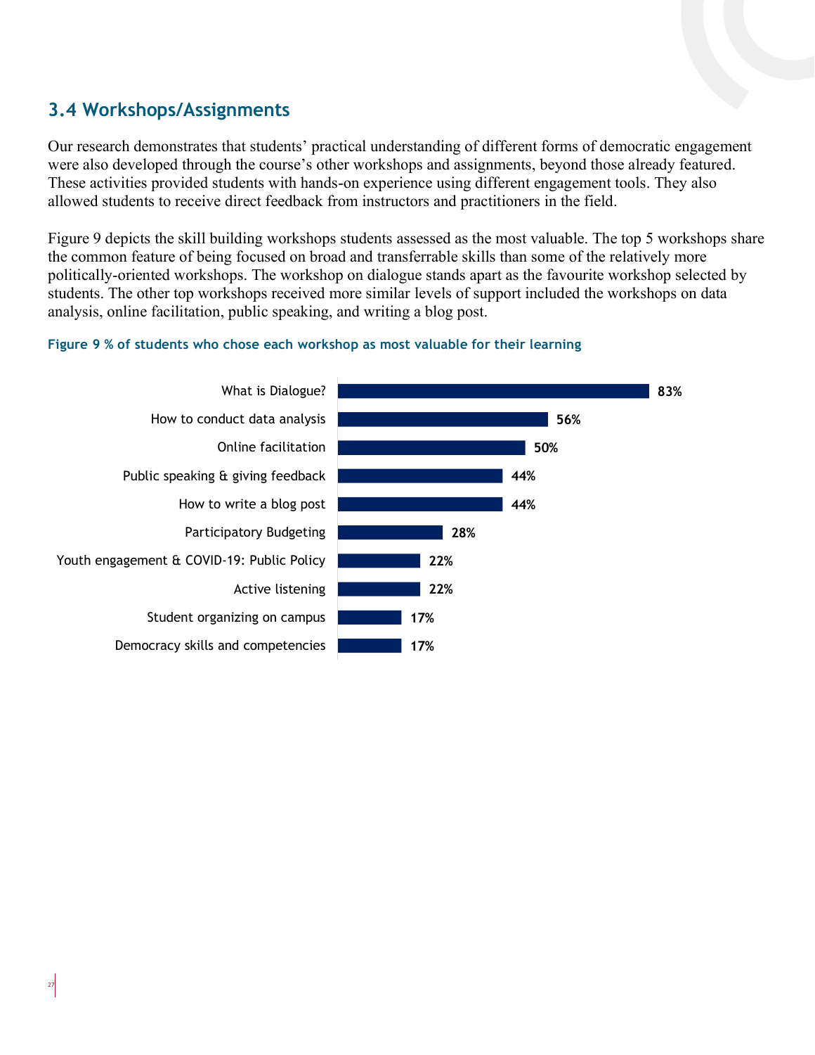## 3.4 Workshops/Assignments

Our research demonstrates that students' practical understanding of different forms of democratic engagement were also developed through the course's other workshops and assignments, beyond those already featured. These activities provided students with hands-on experience using different engagement tools. They also allowed students to receive direct feedback from instructors and practitioners in the field.

Figure 9 depicts the skill building workshops students assessed as the most valuable. The top 5 workshops share the common feature of being focused on broad and transferrable skills than some of the relatively more politically-oriented workshops. The workshop on dialogue stands apart as the favourite workshop selected by students. The other top workshops received more similar levels of support included the workshops on data analysis, online facilitation, public speaking, and writing a blog post.

**Figure 9 % of students who chose each workshop as most valuable for their learning**

| Workshop | % |
|---|---|
| What is Dialogue? | 83% |
| How to conduct data analysis | 56% |
| Online facilitation | 50% |
| Public speaking & giving feedback | 44% |
| How to write a blog post | 44% |
| Participatory Budgeting | 28% |
| Youth engagement & COVID-19: Public Policy | 22% |
| Active listening | 22% |
| Student organizing on campus | 17% |
| Democracy skills and competencies | 17% |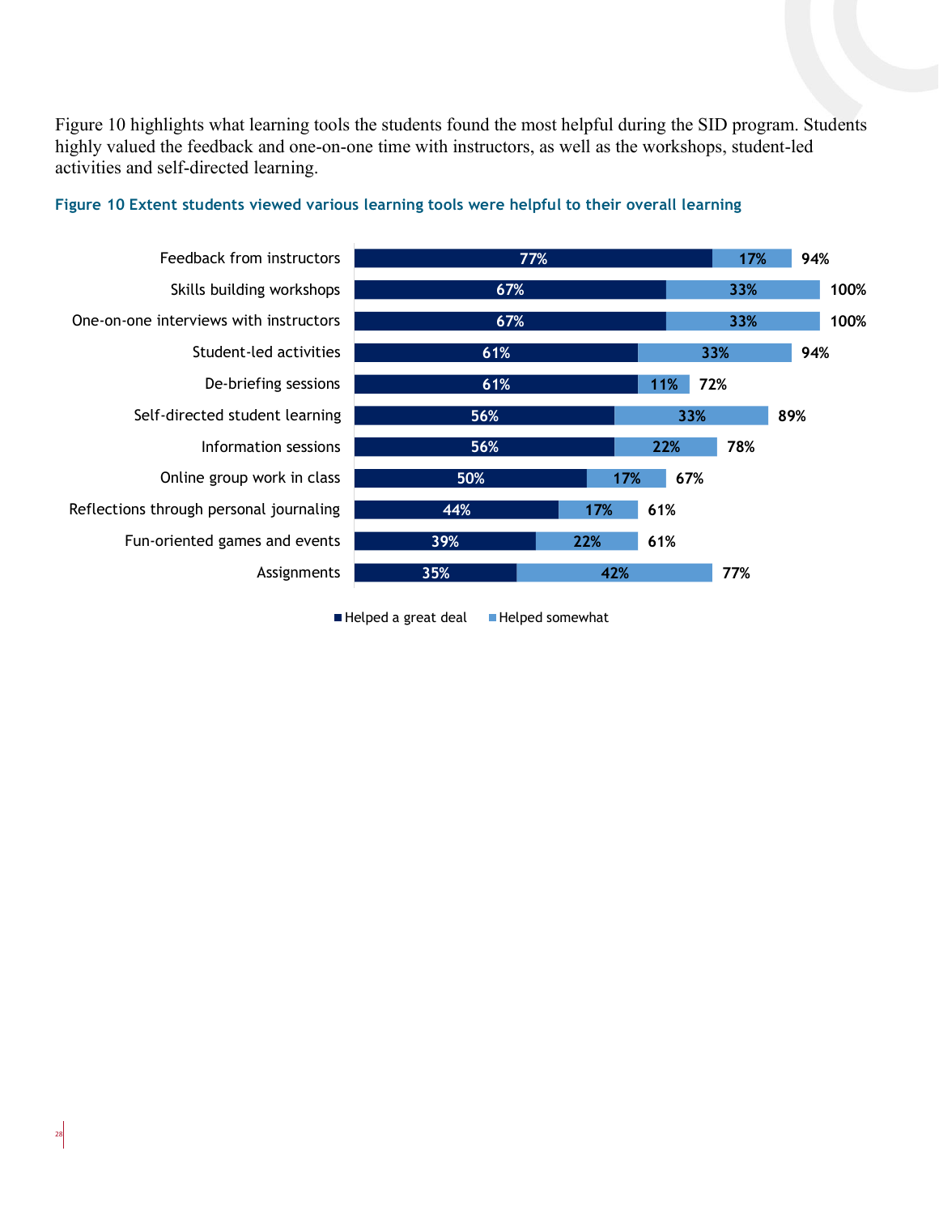Figure 10 highlights what learning tools the students found the most helpful during the SID program. Students highly valued the feedback and one-on-one time with instructors, as well as the workshops, student-led activities and self-directed learning.

**Figure 10 Extent students viewed various learning tools were helpful to their overall learning**

| Learning tool | Helped a great deal | Helped somewhat | Total |
|---|---|---|---|
| Feedback from instructors | 77% | 17% | 94% |
| Skills building workshops | 67% | 33% | 100% |
| One-on-one interviews with instructors | 67% | 33% | 100% |
| Student-led activities | 61% | 33% | 94% |
| De-briefing sessions | 61% | 11% | 72% |
| Self-directed student learning | 56% | 33% | 89% |
| Information sessions | 56% | 22% | 78% |
| Online group work in class | 50% | 17% | 67% |
| Reflections through personal journaling | 44% | 17% | 61% |
| Fun-oriented games and events | 39% | 22% | 61% |
| Assignments | 35% | 42% | 77% |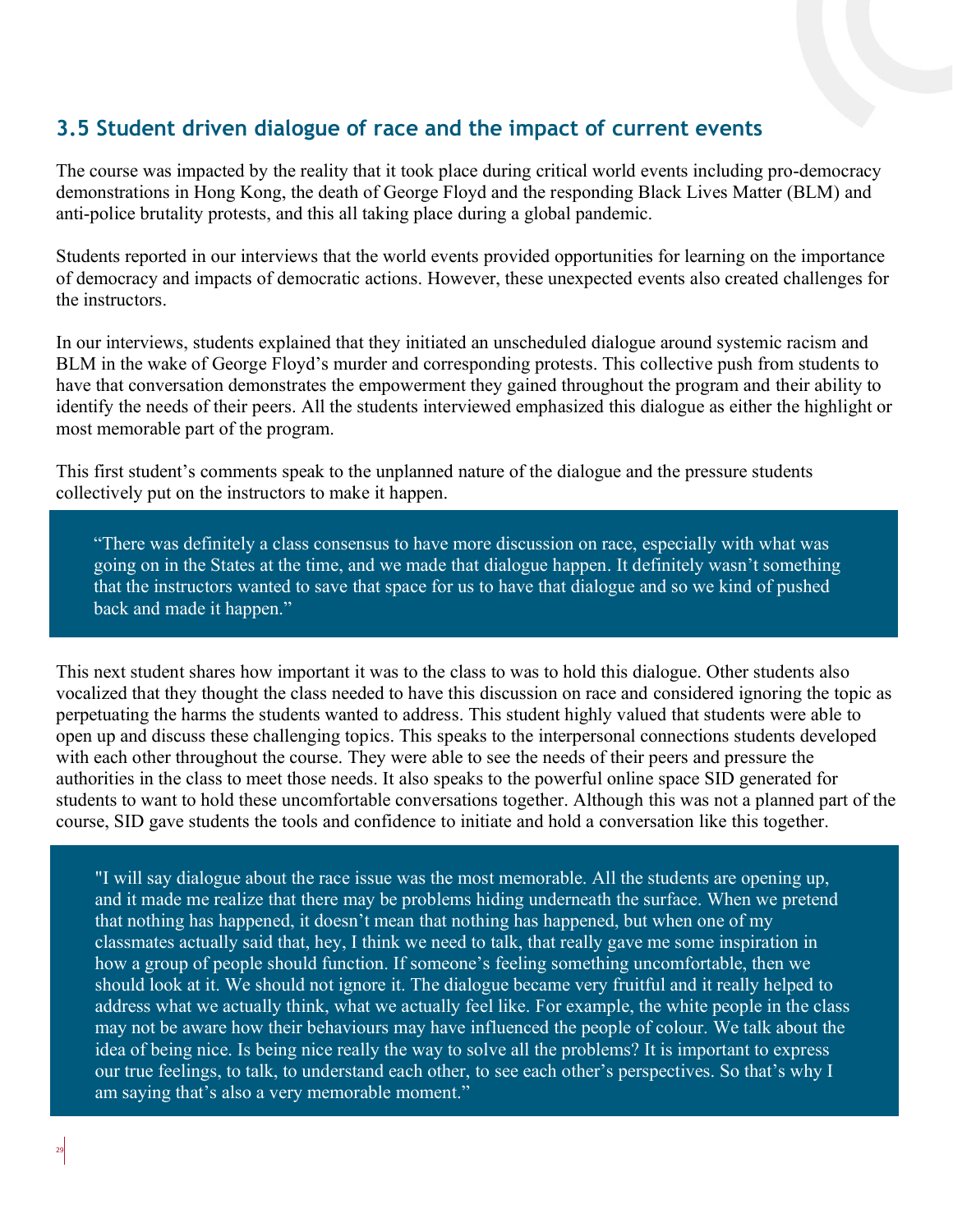## 3.5 Student driven dialogue of race and the impact of current events

The course was impacted by the reality that it took place during critical world events including pro-democracy demonstrations in Hong Kong, the death of George Floyd and the responding Black Lives Matter (BLM) and anti-police brutality protests, and this all taking place during a global pandemic.

Students reported in our interviews that the world events provided opportunities for learning on the importance of democracy and impacts of democratic actions. However, these unexpected events also created challenges for the instructors.

In our interviews, students explained that they initiated an unscheduled dialogue around systemic racism and BLM in the wake of George Floyd's murder and corresponding protests. This collective push from students to have that conversation demonstrates the empowerment they gained throughout the program and their ability to identify the needs of their peers. All the students interviewed emphasized this dialogue as either the highlight or most memorable part of the program.

This first student's comments speak to the unplanned nature of the dialogue and the pressure students collectively put on the instructors to make it happen.

> "There was definitely a class consensus to have more discussion on race, especially with what was going on in the States at the time, and we made that dialogue happen. It definitely wasn't something that the instructors wanted to save that space for us to have that dialogue and so we kind of pushed back and made it happen."

This next student shares how important it was to the class to was to hold this dialogue. Other students also vocalized that they thought the class needed to have this discussion on race and considered ignoring the topic as perpetuating the harms the students wanted to address. This student highly valued that students were able to open up and discuss these challenging topics. This speaks to the interpersonal connections students developed with each other throughout the course. They were able to see the needs of their peers and pressure the authorities in the class to meet those needs. It also speaks to the powerful online space SID generated for students to want to hold these uncomfortable conversations together. Although this was not a planned part of the course, SID gave students the tools and confidence to initiate and hold a conversation like this together.

> "I will say dialogue about the race issue was the most memorable. All the students are opening up, and it made me realize that there may be problems hiding underneath the surface. When we pretend that nothing has happened, it doesn't mean that nothing has happened, but when one of my classmates actually said that, hey, I think we need to talk, that really gave me some inspiration in how a group of people should function. If someone's feeling something uncomfortable, then we should look at it. We should not ignore it. The dialogue became very fruitful and it really helped to address what we actually think, what we actually feel like. For example, the white people in the class may not be aware how their behaviours may have influenced the people of colour. We talk about the idea of being nice. Is being nice really the way to solve all the problems? It is important to express our true feelings, to talk, to understand each other, to see each other's perspectives. So that's why I am saying that's also a very memorable moment."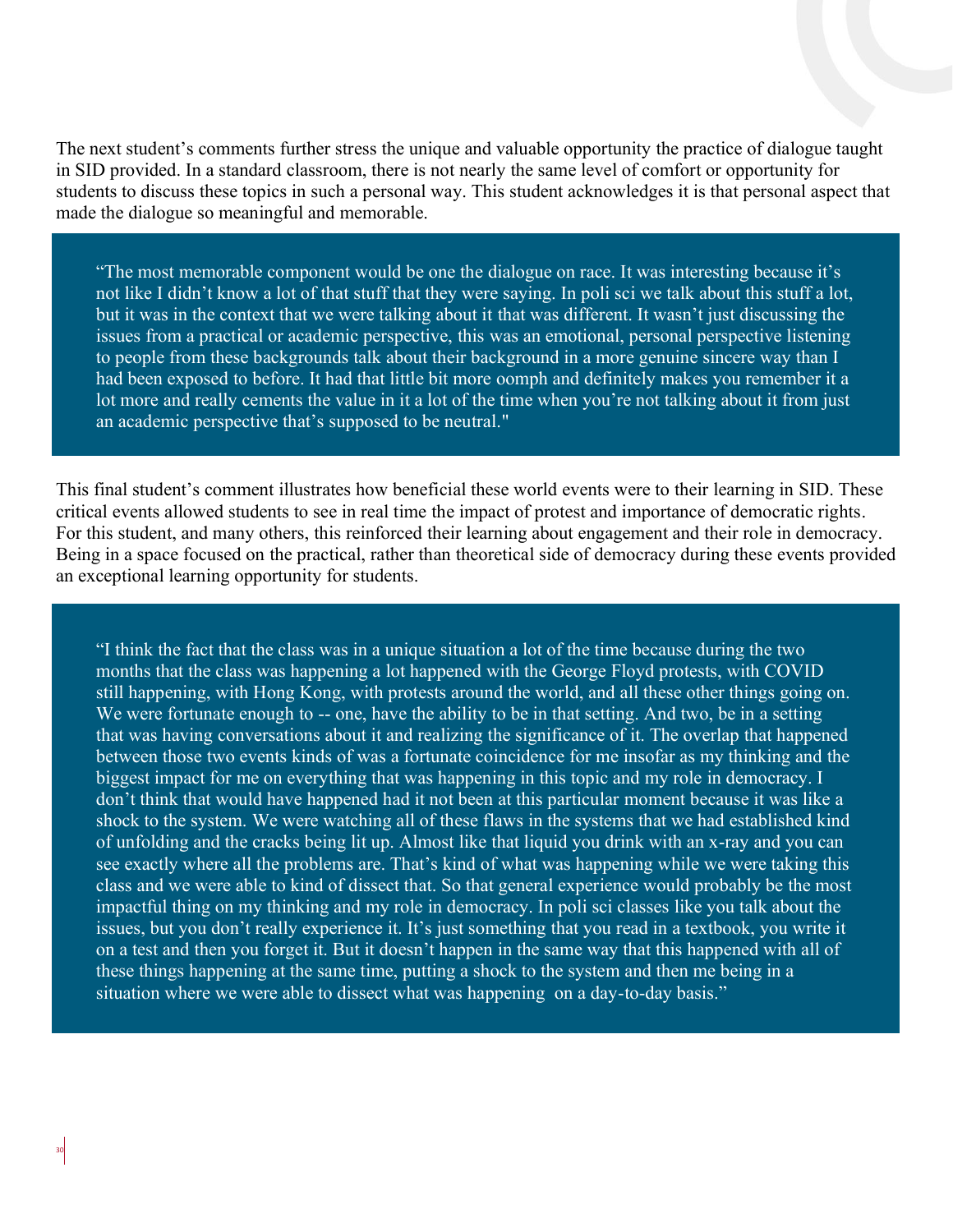The next student's comments further stress the unique and valuable opportunity the practice of dialogue taught in SID provided. In a standard classroom, there is not nearly the same level of comfort or opportunity for students to discuss these topics in such a personal way. This student acknowledges it is that personal aspect that made the dialogue so meaningful and memorable.

> "The most memorable component would be one the dialogue on race. It was interesting because it's not like I didn't know a lot of that stuff that they were saying. In poli sci we talk about this stuff a lot, but it was in the context that we were talking about it that was different. It wasn't just discussing the issues from a practical or academic perspective, this was an emotional, personal perspective listening to people from these backgrounds talk about their background in a more genuine sincere way than I had been exposed to before. It had that little bit more oomph and definitely makes you remember it a lot more and really cements the value in it a lot of the time when you're not talking about it from just an academic perspective that's supposed to be neutral."

This final student's comment illustrates how beneficial these world events were to their learning in SID. These critical events allowed students to see in real time the impact of protest and importance of democratic rights. For this student, and many others, this reinforced their learning about engagement and their role in democracy. Being in a space focused on the practical, rather than theoretical side of democracy during these events provided an exceptional learning opportunity for students.

> "I think the fact that the class was in a unique situation a lot of the time because during the two months that the class was happening a lot happened with the George Floyd protests, with COVID still happening, with Hong Kong, with protests around the world, and all these other things going on. We were fortunate enough to -- one, have the ability to be in that setting. And two, be in a setting that was having conversations about it and realizing the significance of it. The overlap that happened between those two events kinds of was a fortunate coincidence for me insofar as my thinking and the biggest impact for me on everything that was happening in this topic and my role in democracy. I don't think that would have happened had it not been at this particular moment because it was like a shock to the system. We were watching all of these flaws in the systems that we had established kind of unfolding and the cracks being lit up. Almost like that liquid you drink with an x-ray and you can see exactly where all the problems are. That's kind of what was happening while we were taking this class and we were able to kind of dissect that. So that general experience would probably be the most impactful thing on my thinking and my role in democracy. In poli sci classes like you talk about the issues, but you don't really experience it. It's just something that you read in a textbook, you write it on a test and then you forget it. But it doesn't happen in the same way that this happened with all of these things happening at the same time, putting a shock to the system and then me being in a situation where we were able to dissect what was happening on a day-to-day basis."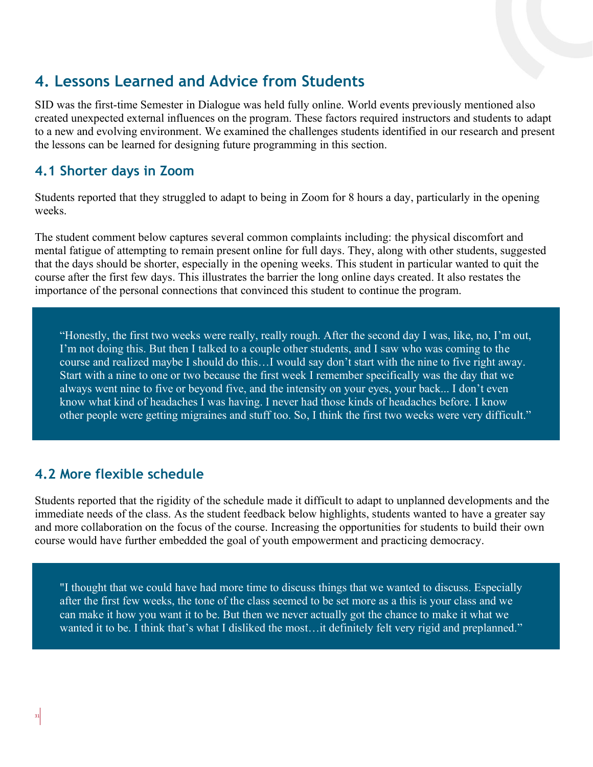## 4. Lessons Learned and Advice from Students

SID was the first-time Semester in Dialogue was held fully online. World events previously mentioned also created unexpected external influences on the program. These factors required instructors and students to adapt to a new and evolving environment. We examined the challenges students identified in our research and present the lessons can be learned for designing future programming in this section.

### 4.1 Shorter days in Zoom

Students reported that they struggled to adapt to being in Zoom for 8 hours a day, particularly in the opening weeks.

The student comment below captures several common complaints including: the physical discomfort and mental fatigue of attempting to remain present online for full days. They, along with other students, suggested that the days should be shorter, especially in the opening weeks. This student in particular wanted to quit the course after the first few days. This illustrates the barrier the long online days created. It also restates the importance of the personal connections that convinced this student to continue the program.

> "Honestly, the first two weeks were really, really rough. After the second day I was, like, no, I'm out, I'm not doing this. But then I talked to a couple other students, and I saw who was coming to the course and realized maybe I should do this…I would say don't start with the nine to five right away. Start with a nine to one or two because the first week I remember specifically was the day that we always went nine to five or beyond five, and the intensity on your eyes, your back... I don't even know what kind of headaches I was having. I never had those kinds of headaches before. I know other people were getting migraines and stuff too. So, I think the first two weeks were very difficult."

### 4.2 More flexible schedule

Students reported that the rigidity of the schedule made it difficult to adapt to unplanned developments and the immediate needs of the class. As the student feedback below highlights, students wanted to have a greater say and more collaboration on the focus of the course. Increasing the opportunities for students to build their own course would have further embedded the goal of youth empowerment and practicing democracy.

> "I thought that we could have had more time to discuss things that we wanted to discuss. Especially after the first few weeks, the tone of the class seemed to be set more as a this is your class and we can make it how you want it to be. But then we never actually got the chance to make it what we wanted it to be. I think that's what I disliked the most…it definitely felt very rigid and preplanned."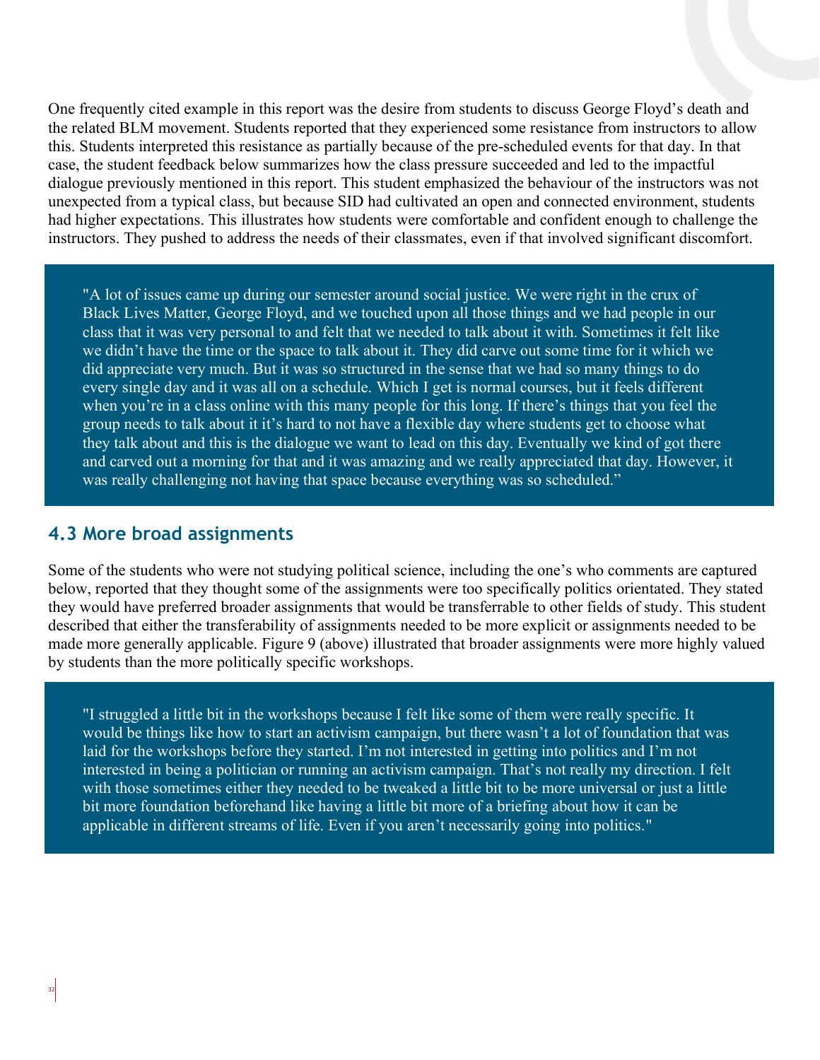One frequently cited example in this report was the desire from students to discuss George Floyd's death and the related BLM movement. Students reported that they experienced some resistance from instructors to allow this. Students interpreted this resistance as partially because of the pre-scheduled events for that day. In that case, the student feedback below summarizes how the class pressure succeeded and led to the impactful dialogue previously mentioned in this report. This student emphasized the behaviour of the instructors was not unexpected from a typical class, but because SID had cultivated an open and connected environment, students had higher expectations. This illustrates how students were comfortable and confident enough to challenge the instructors. They pushed to address the needs of their classmates, even if that involved significant discomfort.

> "A lot of issues came up during our semester around social justice. We were right in the crux of Black Lives Matter, George Floyd, and we touched upon all those things and we had people in our class that it was very personal to and felt that we needed to talk about it with. Sometimes it felt like we didn't have the time or the space to talk about it. They did carve out some time for it which we did appreciate very much. But it was so structured in the sense that we had so many things to do every single day and it was all on a schedule. Which I get is normal courses, but it feels different when you're in a class online with this many people for this long. If there's things that you feel the group needs to talk about it it's hard to not have a flexible day where students get to choose what they talk about and this is the dialogue we want to lead on this day. Eventually we kind of got there and carved out a morning for that and it was amazing and we really appreciated that day. However, it was really challenging not having that space because everything was so scheduled."

## 4.3 More broad assignments

Some of the students who were not studying political science, including the one's who comments are captured below, reported that they thought some of the assignments were too specifically politics orientated. They stated they would have preferred broader assignments that would be transferrable to other fields of study. This student described that either the transferability of assignments needed to be more explicit or assignments needed to be made more generally applicable. Figure 9 (above) illustrated that broader assignments were more highly valued by students than the more politically specific workshops.

> "I struggled a little bit in the workshops because I felt like some of them were really specific. It would be things like how to start an activism campaign, but there wasn't a lot of foundation that was laid for the workshops before they started. I'm not interested in getting into politics and I'm not interested in being a politician or running an activism campaign. That's not really my direction. I felt with those sometimes either they needed to be tweaked a little bit to be more universal or just a little bit more foundation beforehand like having a little bit more of a briefing about how it can be applicable in different streams of life. Even if you aren't necessarily going into politics."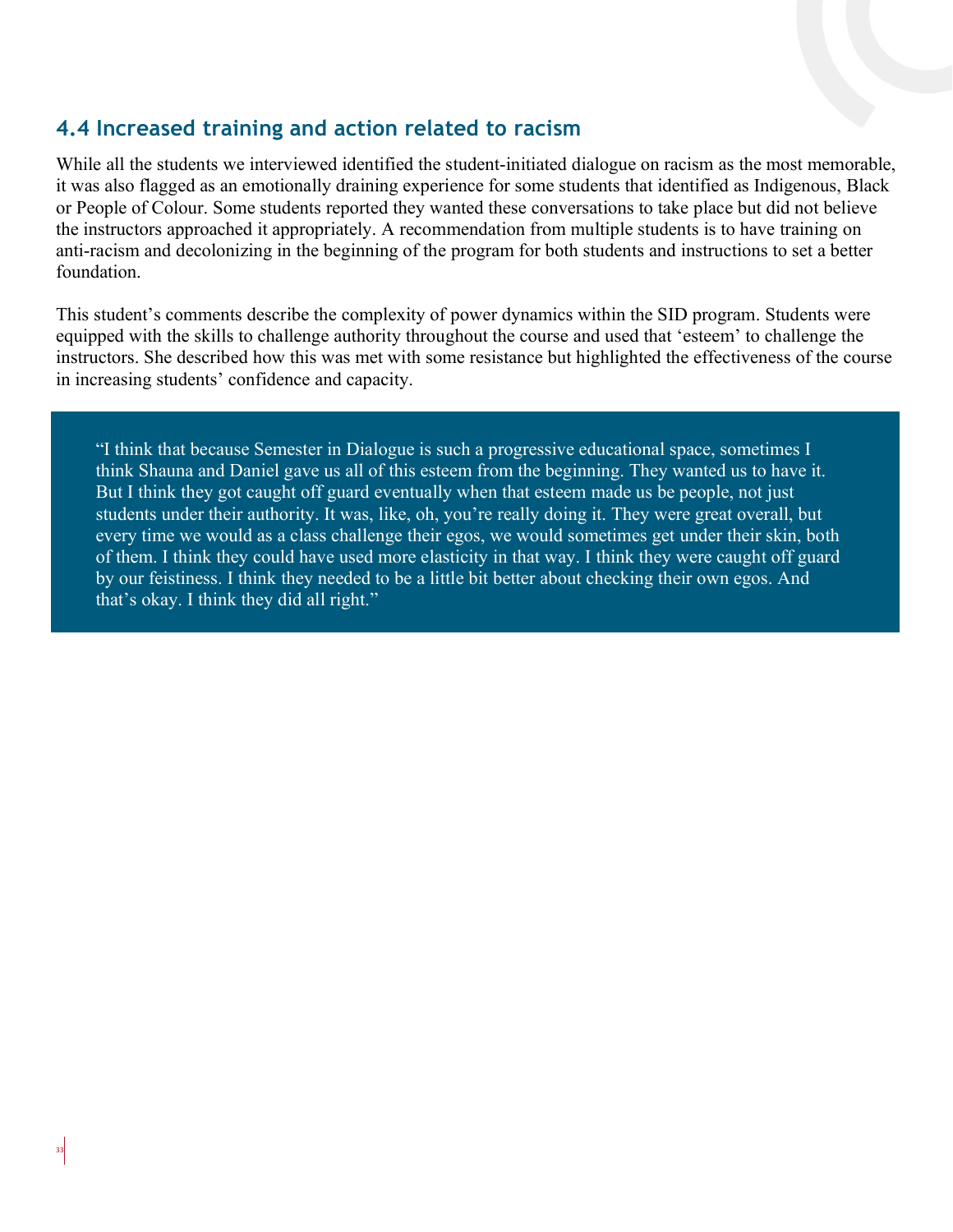## 4.4 Increased training and action related to racism

While all the students we interviewed identified the student-initiated dialogue on racism as the most memorable, it was also flagged as an emotionally draining experience for some students that identified as Indigenous, Black or People of Colour. Some students reported they wanted these conversations to take place but did not believe the instructors approached it appropriately. A recommendation from multiple students is to have training on anti-racism and decolonizing in the beginning of the program for both students and instructions to set a better foundation.

This student's comments describe the complexity of power dynamics within the SID program. Students were equipped with the skills to challenge authority throughout the course and used that 'esteem' to challenge the instructors. She described how this was met with some resistance but highlighted the effectiveness of the course in increasing students' confidence and capacity.

> "I think that because Semester in Dialogue is such a progressive educational space, sometimes I think Shauna and Daniel gave us all of this esteem from the beginning. They wanted us to have it. But I think they got caught off guard eventually when that esteem made us be people, not just students under their authority. It was, like, oh, you're really doing it. They were great overall, but every time we would as a class challenge their egos, we would sometimes get under their skin, both of them. I think they could have used more elasticity in that way. I think they were caught off guard by our feistiness. I think they needed to be a little bit better about checking their own egos. And that's okay. I think they did all right."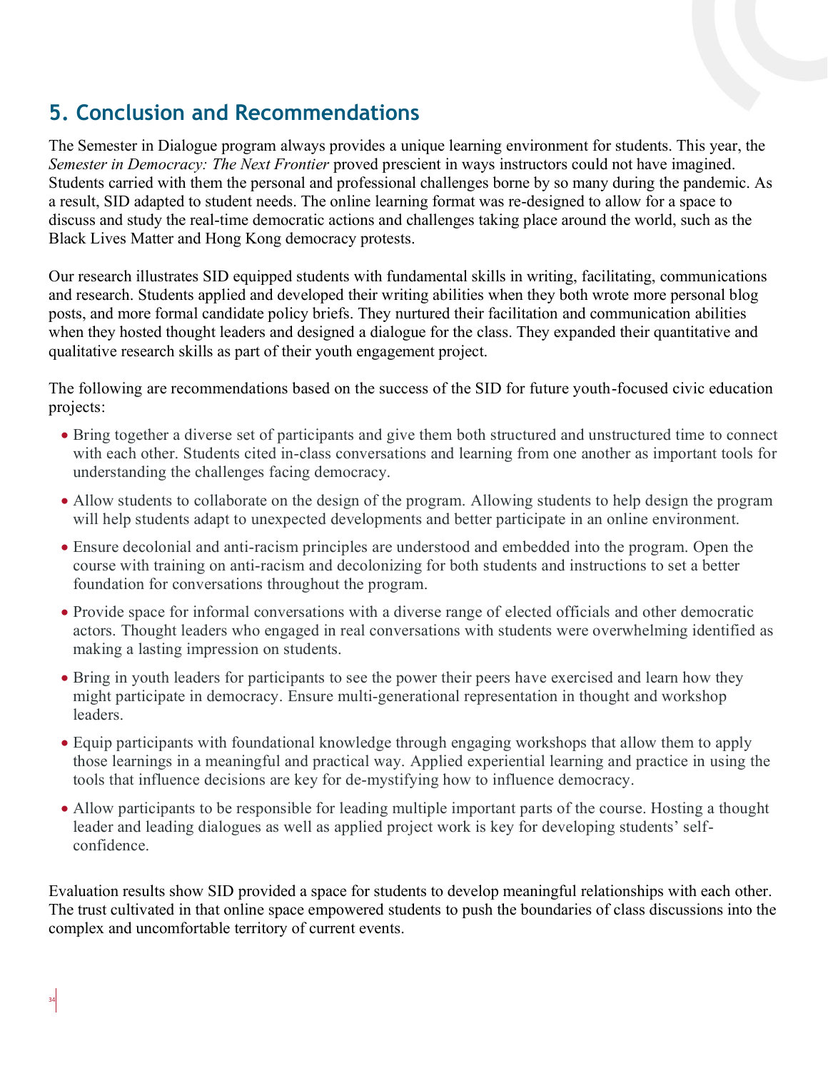## 5. Conclusion and Recommendations

The Semester in Dialogue program always provides a unique learning environment for students. This year, the *Semester in Democracy: The Next Frontier* proved prescient in ways instructors could not have imagined. Students carried with them the personal and professional challenges borne by so many during the pandemic. As a result, SID adapted to student needs. The online learning format was re-designed to allow for a space to discuss and study the real-time democratic actions and challenges taking place around the world, such as the Black Lives Matter and Hong Kong democracy protests.

Our research illustrates SID equipped students with fundamental skills in writing, facilitating, communications and research. Students applied and developed their writing abilities when they both wrote more personal blog posts, and more formal candidate policy briefs. They nurtured their facilitation and communication abilities when they hosted thought leaders and designed a dialogue for the class. They expanded their quantitative and qualitative research skills as part of their youth engagement project.

The following are recommendations based on the success of the SID for future youth-focused civic education projects:

- Bring together a diverse set of participants and give them both structured and unstructured time to connect with each other. Students cited in-class conversations and learning from one another as important tools for understanding the challenges facing democracy.
- Allow students to collaborate on the design of the program. Allowing students to help design the program will help students adapt to unexpected developments and better participate in an online environment.
- Ensure decolonial and anti-racism principles are understood and embedded into the program. Open the course with training on anti-racism and decolonizing for both students and instructions to set a better foundation for conversations throughout the program.
- Provide space for informal conversations with a diverse range of elected officials and other democratic actors. Thought leaders who engaged in real conversations with students were overwhelming identified as making a lasting impression on students.
- Bring in youth leaders for participants to see the power their peers have exercised and learn how they might participate in democracy. Ensure multi-generational representation in thought and workshop leaders.
- Equip participants with foundational knowledge through engaging workshops that allow them to apply those learnings in a meaningful and practical way. Applied experiential learning and practice in using the tools that influence decisions are key for de-mystifying how to influence democracy.
- Allow participants to be responsible for leading multiple important parts of the course. Hosting a thought leader and leading dialogues as well as applied project work is key for developing students' self-confidence.

Evaluation results show SID provided a space for students to develop meaningful relationships with each other. The trust cultivated in that online space empowered students to push the boundaries of class discussions into the complex and uncomfortable territory of current events.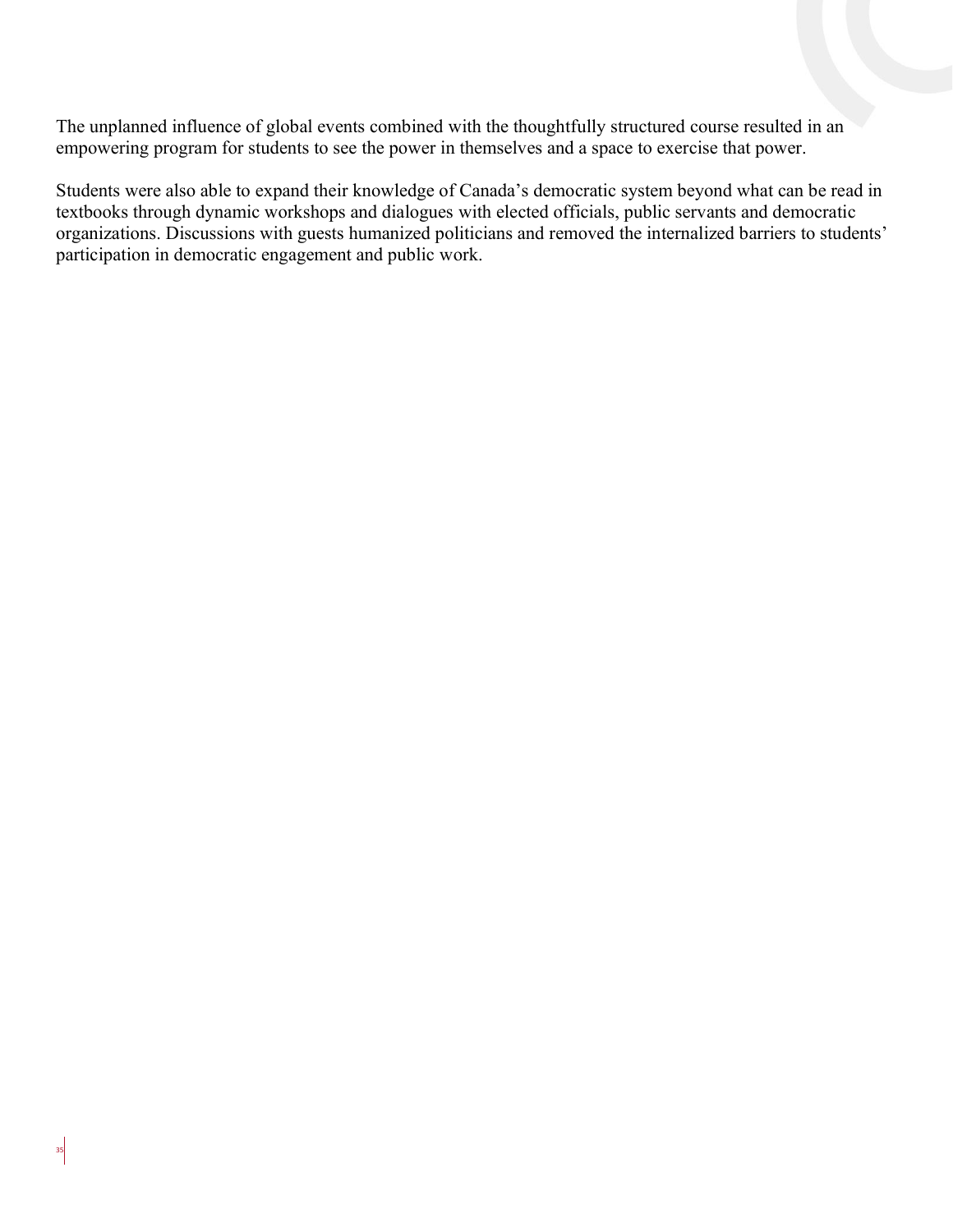The unplanned influence of global events combined with the thoughtfully structured course resulted in an empowering program for students to see the power in themselves and a space to exercise that power.

Students were also able to expand their knowledge of Canada's democratic system beyond what can be read in textbooks through dynamic workshops and dialogues with elected officials, public servants and democratic organizations. Discussions with guests humanized politicians and removed the internalized barriers to students' participation in democratic engagement and public work.